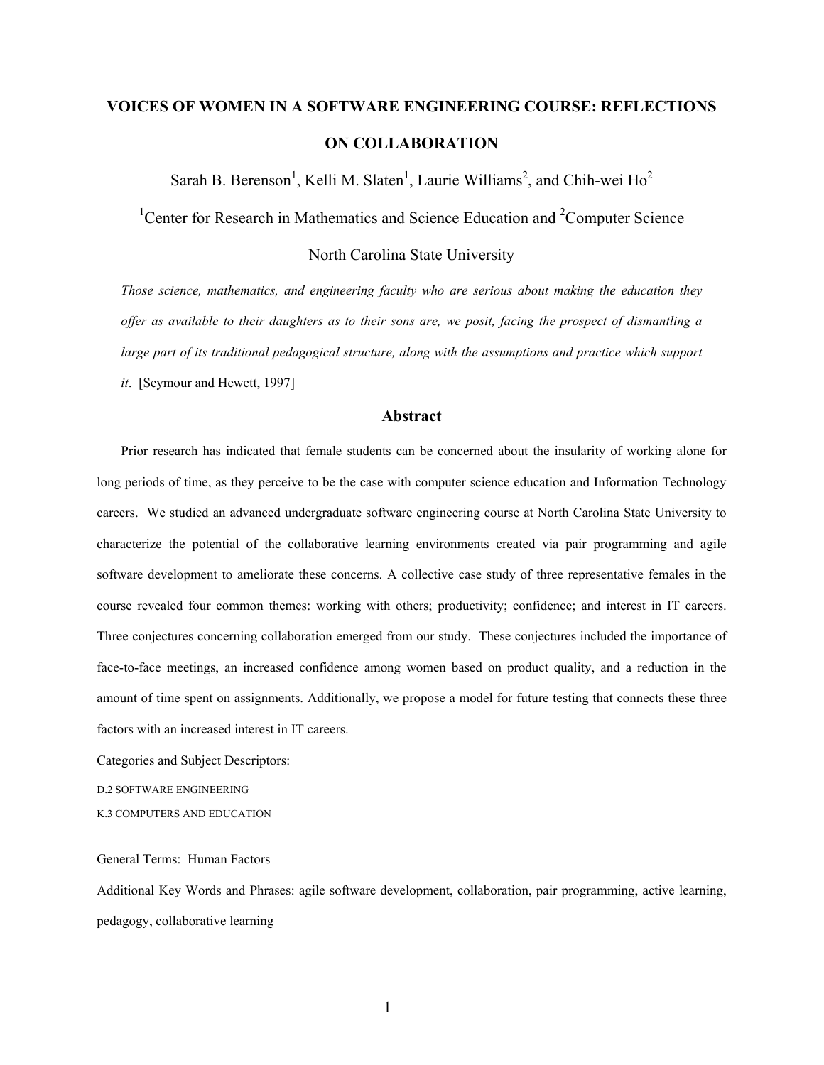# VOICES OF WOMEN IN A SOFTWARE ENGINEERING COURSE: REFLECTIONS ON COLLABORATION

Sarah B. Berenson[1], Kelli M. Slaten[1], Laurie Williams[2], and Chih-wei Ho[2]

[1]Center for Research in Mathematics and Science Education and [2]Computer Science

North Carolina State University

*Those science, mathematics, and engineering faculty who are serious about making the education they offer as available to their daughters as to their sons are, we posit, facing the prospect of dismantling a large part of its traditional pedagogical structure, along with the assumptions and practice which support it*. [Seymour and Hewett, 1997]

## Abstract

Prior research has indicated that female students can be concerned about the insularity of working alone for long periods of time, as they perceive to be the case with computer science education and Information Technology careers. We studied an advanced undergraduate software engineering course at North Carolina State University to characterize the potential of the collaborative learning environments created via pair programming and agile software development to ameliorate these concerns. A collective case study of three representative females in the course revealed four common themes: working with others; productivity; confidence; and interest in IT careers. Three conjectures concerning collaboration emerged from our study. These conjectures included the importance of face-to-face meetings, an increased confidence among women based on product quality, and a reduction in the amount of time spent on assignments. Additionally, we propose a model for future testing that connects these three factors with an increased interest in IT careers.

Categories and Subject Descriptors:

D.2 SOFTWARE ENGINEERING

K.3 COMPUTERS AND EDUCATION

General Terms: Human Factors

Additional Key Words and Phrases: agile software development, collaboration, pair programming, active learning, pedagogy, collaborative learning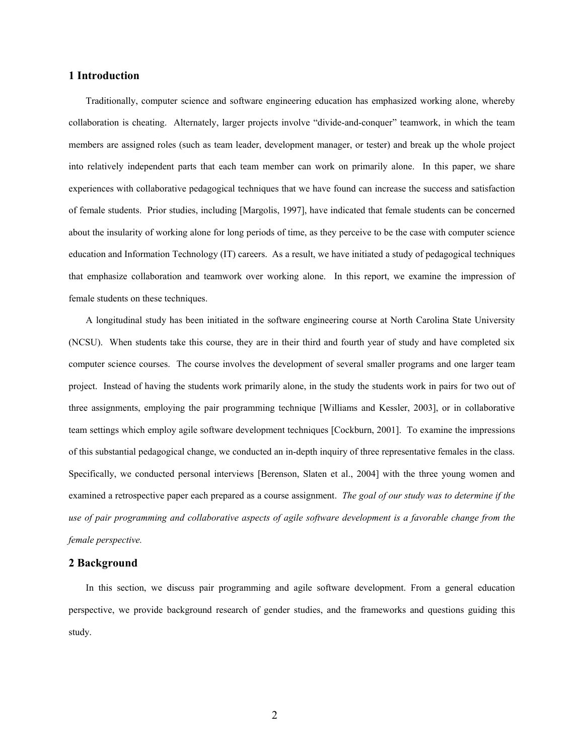## 1 Introduction

Traditionally, computer science and software engineering education has emphasized working alone, whereby collaboration is cheating. Alternately, larger projects involve "divide-and-conquer" teamwork, in which the team members are assigned roles (such as team leader, development manager, or tester) and break up the whole project into relatively independent parts that each team member can work on primarily alone. In this paper, we share experiences with collaborative pedagogical techniques that we have found can increase the success and satisfaction of female students. Prior studies, including [Margolis, 1997], have indicated that female students can be concerned about the insularity of working alone for long periods of time, as they perceive to be the case with computer science education and Information Technology (IT) careers. As a result, we have initiated a study of pedagogical techniques that emphasize collaboration and teamwork over working alone. In this report, we examine the impression of female students on these techniques.

A longitudinal study has been initiated in the software engineering course at North Carolina State University (NCSU). When students take this course, they are in their third and fourth year of study and have completed six computer science courses. The course involves the development of several smaller programs and one larger team project. Instead of having the students work primarily alone, in the study the students work in pairs for two out of three assignments, employing the pair programming technique [Williams and Kessler, 2003], or in collaborative team settings which employ agile software development techniques [Cockburn, 2001]. To examine the impressions of this substantial pedagogical change, we conducted an in-depth inquiry of three representative females in the class. Specifically, we conducted personal interviews [Berenson, Slaten et al., 2004] with the three young women and examined a retrospective paper each prepared as a course assignment. *The goal of our study was to determine if the use of pair programming and collaborative aspects of agile software development is a favorable change from the female perspective.*

## 2 Background

In this section, we discuss pair programming and agile software development. From a general education perspective, we provide background research of gender studies, and the frameworks and questions guiding this study.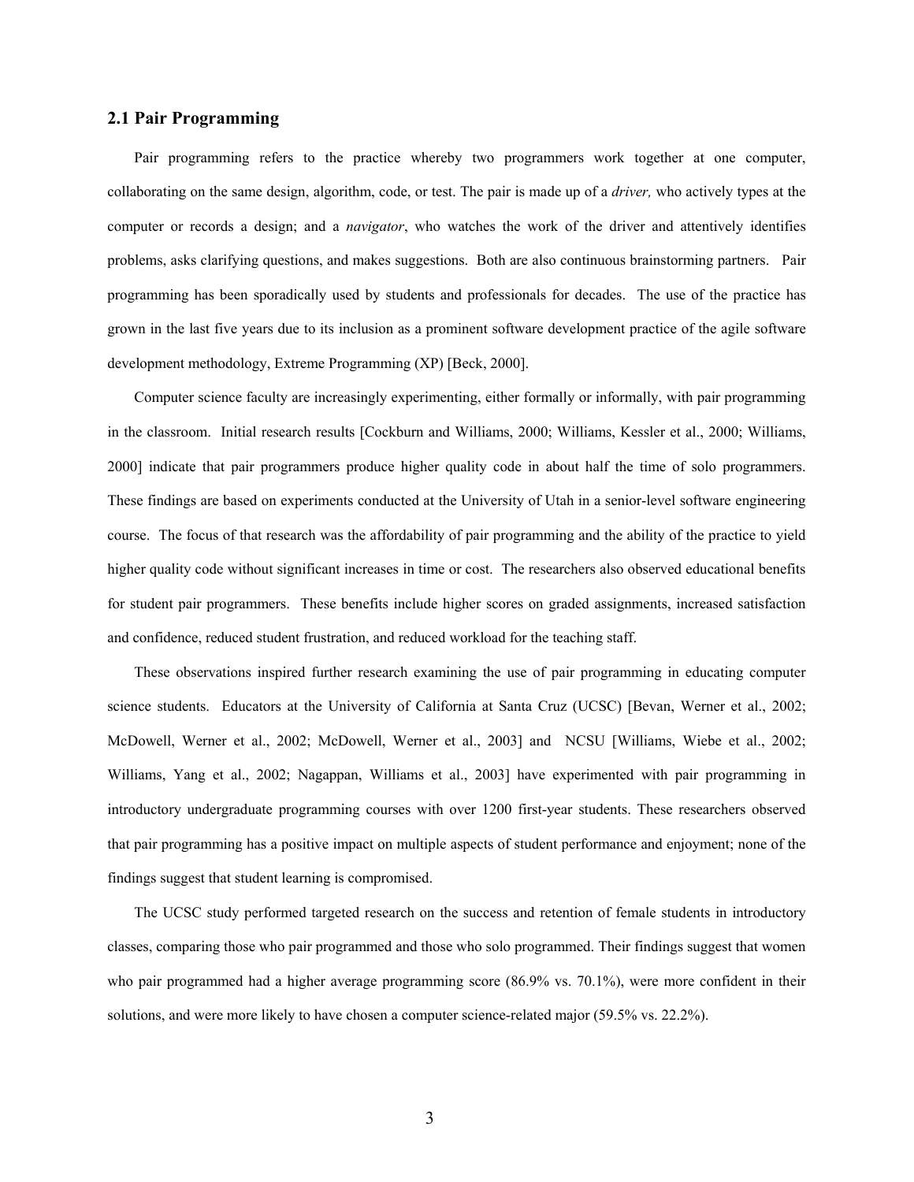## 2.1 Pair Programming

Pair programming refers to the practice whereby two programmers work together at one computer, collaborating on the same design, algorithm, code, or test. The pair is made up of a *driver,* who actively types at the computer or records a design; and a *navigator*, who watches the work of the driver and attentively identifies problems, asks clarifying questions, and makes suggestions. Both are also continuous brainstorming partners. Pair programming has been sporadically used by students and professionals for decades. The use of the practice has grown in the last five years due to its inclusion as a prominent software development practice of the agile software development methodology, Extreme Programming (XP) [Beck, 2000].

Computer science faculty are increasingly experimenting, either formally or informally, with pair programming in the classroom. Initial research results [Cockburn and Williams, 2000; Williams, Kessler et al., 2000; Williams, 2000] indicate that pair programmers produce higher quality code in about half the time of solo programmers. These findings are based on experiments conducted at the University of Utah in a senior-level software engineering course. The focus of that research was the affordability of pair programming and the ability of the practice to yield higher quality code without significant increases in time or cost. The researchers also observed educational benefits for student pair programmers. These benefits include higher scores on graded assignments, increased satisfaction and confidence, reduced student frustration, and reduced workload for the teaching staff.

These observations inspired further research examining the use of pair programming in educating computer science students. Educators at the University of California at Santa Cruz (UCSC) [Bevan, Werner et al., 2002; McDowell, Werner et al., 2002; McDowell, Werner et al., 2003] and NCSU [Williams, Wiebe et al., 2002; Williams, Yang et al., 2002; Nagappan, Williams et al., 2003] have experimented with pair programming in introductory undergraduate programming courses with over 1200 first-year students. These researchers observed that pair programming has a positive impact on multiple aspects of student performance and enjoyment; none of the findings suggest that student learning is compromised.

The UCSC study performed targeted research on the success and retention of female students in introductory classes, comparing those who pair programmed and those who solo programmed. Their findings suggest that women who pair programmed had a higher average programming score (86.9% vs. 70.1%), were more confident in their solutions, and were more likely to have chosen a computer science-related major (59.5% vs. 22.2%).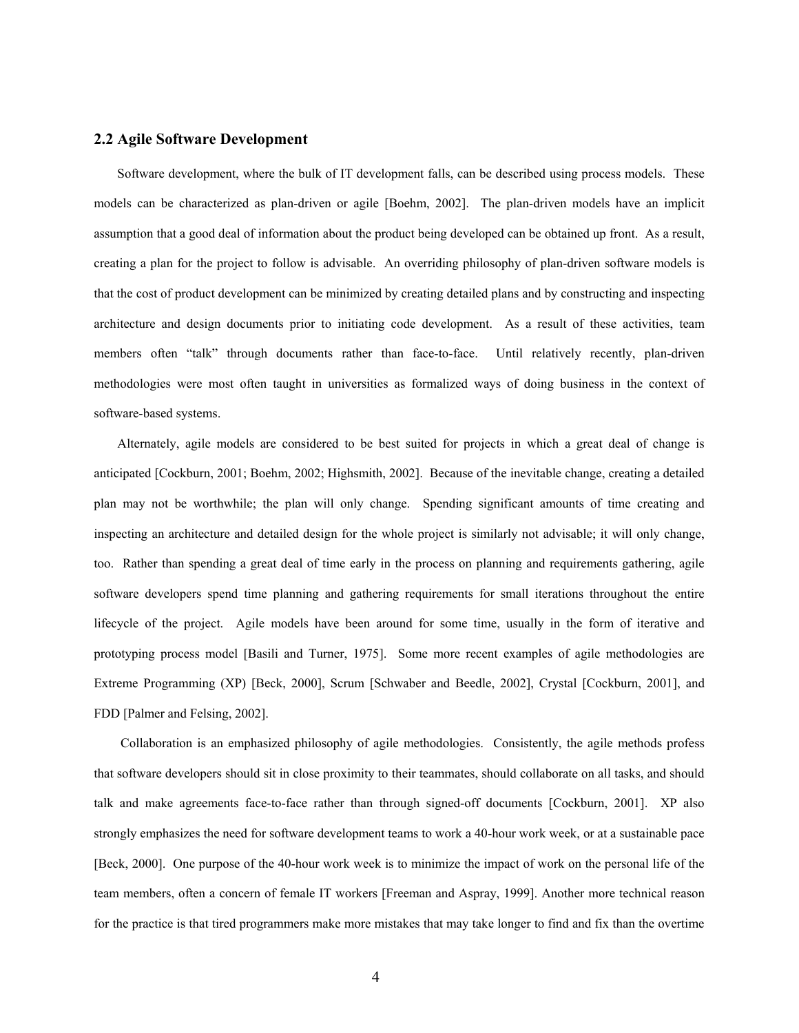## 2.2 Agile Software Development

Software development, where the bulk of IT development falls, can be described using process models. These models can be characterized as plan-driven or agile [Boehm, 2002]. The plan-driven models have an implicit assumption that a good deal of information about the product being developed can be obtained up front. As a result, creating a plan for the project to follow is advisable. An overriding philosophy of plan-driven software models is that the cost of product development can be minimized by creating detailed plans and by constructing and inspecting architecture and design documents prior to initiating code development. As a result of these activities, team members often "talk" through documents rather than face-to-face. Until relatively recently, plan-driven methodologies were most often taught in universities as formalized ways of doing business in the context of software-based systems.

Alternately, agile models are considered to be best suited for projects in which a great deal of change is anticipated [Cockburn, 2001; Boehm, 2002; Highsmith, 2002]. Because of the inevitable change, creating a detailed plan may not be worthwhile; the plan will only change. Spending significant amounts of time creating and inspecting an architecture and detailed design for the whole project is similarly not advisable; it will only change, too. Rather than spending a great deal of time early in the process on planning and requirements gathering, agile software developers spend time planning and gathering requirements for small iterations throughout the entire lifecycle of the project. Agile models have been around for some time, usually in the form of iterative and prototyping process model [Basili and Turner, 1975]. Some more recent examples of agile methodologies are Extreme Programming (XP) [Beck, 2000], Scrum [Schwaber and Beedle, 2002], Crystal [Cockburn, 2001], and FDD [Palmer and Felsing, 2002].

Collaboration is an emphasized philosophy of agile methodologies. Consistently, the agile methods profess that software developers should sit in close proximity to their teammates, should collaborate on all tasks, and should talk and make agreements face-to-face rather than through signed-off documents [Cockburn, 2001]. XP also strongly emphasizes the need for software development teams to work a 40-hour work week, or at a sustainable pace [Beck, 2000]. One purpose of the 40-hour work week is to minimize the impact of work on the personal life of the team members, often a concern of female IT workers [Freeman and Aspray, 1999]. Another more technical reason for the practice is that tired programmers make more mistakes that may take longer to find and fix than the overtime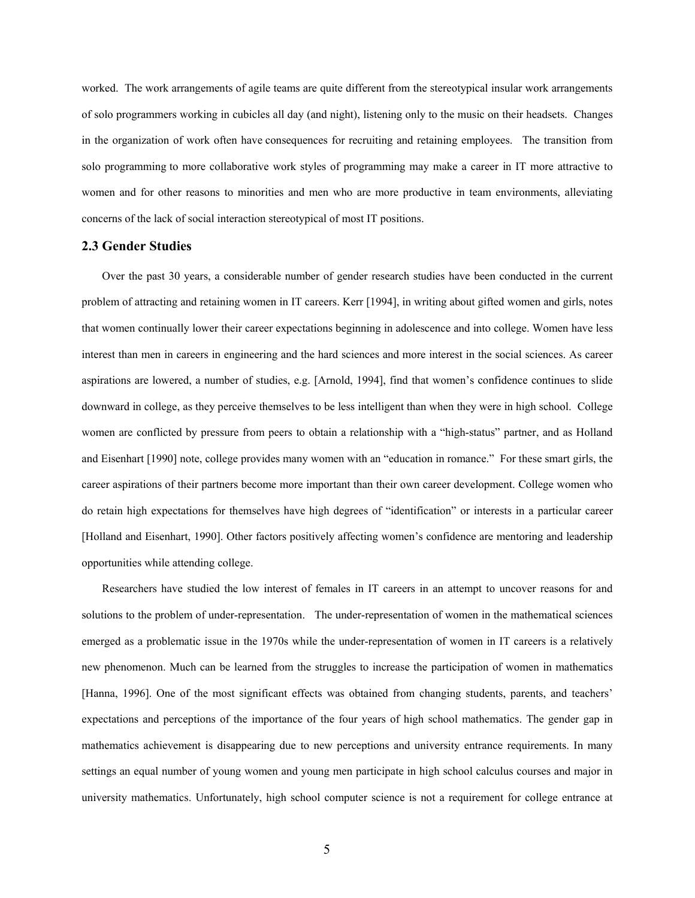worked. The work arrangements of agile teams are quite different from the stereotypical insular work arrangements of solo programmers working in cubicles all day (and night), listening only to the music on their headsets. Changes in the organization of work often have consequences for recruiting and retaining employees. The transition from solo programming to more collaborative work styles of programming may make a career in IT more attractive to women and for other reasons to minorities and men who are more productive in team environments, alleviating concerns of the lack of social interaction stereotypical of most IT positions.

## 2.3 Gender Studies

Over the past 30 years, a considerable number of gender research studies have been conducted in the current problem of attracting and retaining women in IT careers. Kerr [1994], in writing about gifted women and girls, notes that women continually lower their career expectations beginning in adolescence and into college. Women have less interest than men in careers in engineering and the hard sciences and more interest in the social sciences. As career aspirations are lowered, a number of studies, e.g. [Arnold, 1994], find that women's confidence continues to slide downward in college, as they perceive themselves to be less intelligent than when they were in high school. College women are conflicted by pressure from peers to obtain a relationship with a "high-status" partner, and as Holland and Eisenhart [1990] note, college provides many women with an "education in romance." For these smart girls, the career aspirations of their partners become more important than their own career development. College women who do retain high expectations for themselves have high degrees of "identification" or interests in a particular career [Holland and Eisenhart, 1990]. Other factors positively affecting women's confidence are mentoring and leadership opportunities while attending college.

Researchers have studied the low interest of females in IT careers in an attempt to uncover reasons for and solutions to the problem of under-representation. The under-representation of women in the mathematical sciences emerged as a problematic issue in the 1970s while the under-representation of women in IT careers is a relatively new phenomenon. Much can be learned from the struggles to increase the participation of women in mathematics [Hanna, 1996]. One of the most significant effects was obtained from changing students, parents, and teachers' expectations and perceptions of the importance of the four years of high school mathematics. The gender gap in mathematics achievement is disappearing due to new perceptions and university entrance requirements. In many settings an equal number of young women and young men participate in high school calculus courses and major in university mathematics. Unfortunately, high school computer science is not a requirement for college entrance at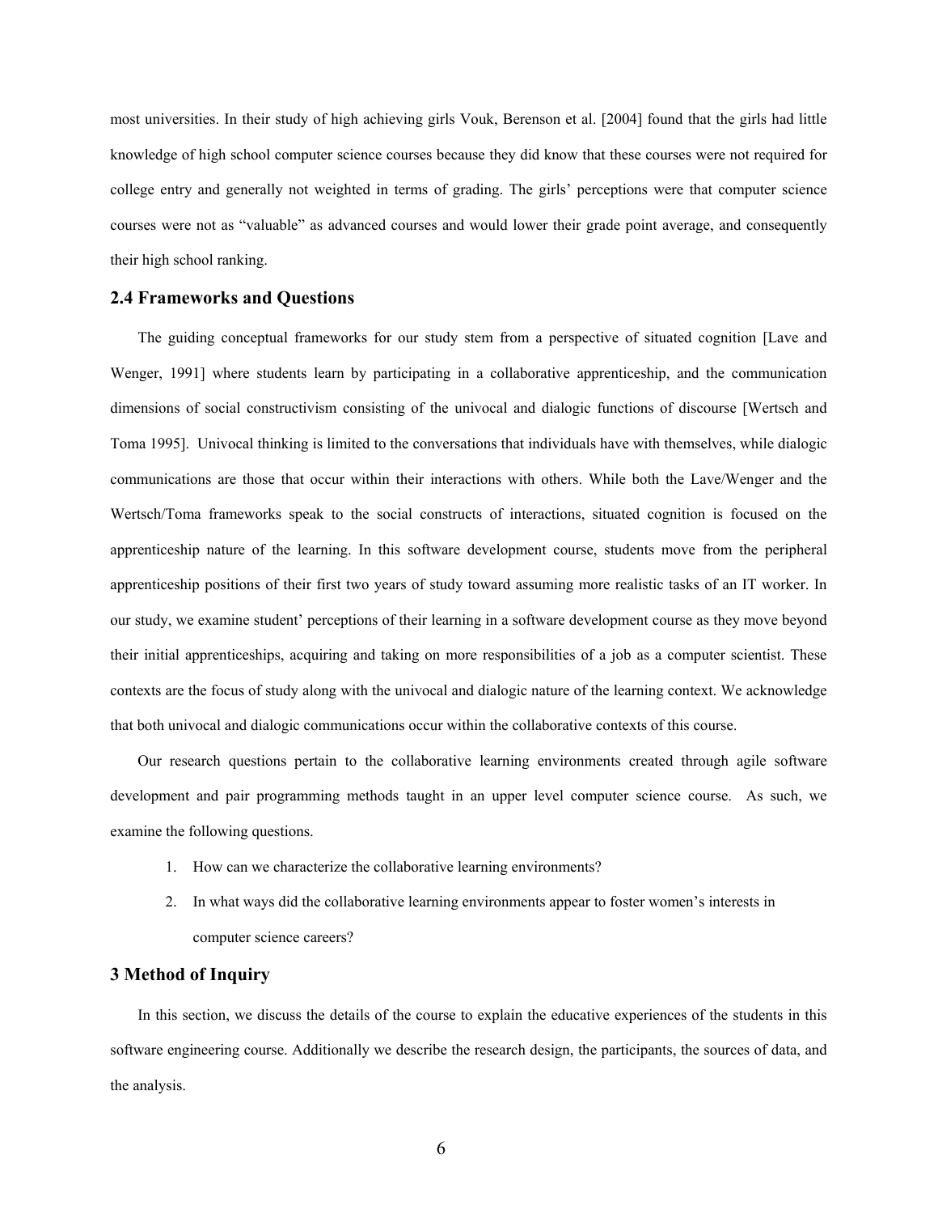most universities. In their study of high achieving girls Vouk, Berenson et al. [2004] found that the girls had little knowledge of high school computer science courses because they did know that these courses were not required for college entry and generally not weighted in terms of grading. The girls' perceptions were that computer science courses were not as "valuable" as advanced courses and would lower their grade point average, and consequently their high school ranking.

## 2.4 Frameworks and Questions

The guiding conceptual frameworks for our study stem from a perspective of situated cognition [Lave and Wenger, 1991] where students learn by participating in a collaborative apprenticeship, and the communication dimensions of social constructivism consisting of the univocal and dialogic functions of discourse [Wertsch and Toma 1995]. Univocal thinking is limited to the conversations that individuals have with themselves, while dialogic communications are those that occur within their interactions with others. While both the Lave/Wenger and the Wertsch/Toma frameworks speak to the social constructs of interactions, situated cognition is focused on the apprenticeship nature of the learning. In this software development course, students move from the peripheral apprenticeship positions of their first two years of study toward assuming more realistic tasks of an IT worker. In our study, we examine student' perceptions of their learning in a software development course as they move beyond their initial apprenticeships, acquiring and taking on more responsibilities of a job as a computer scientist. These contexts are the focus of study along with the univocal and dialogic nature of the learning context. We acknowledge that both univocal and dialogic communications occur within the collaborative contexts of this course.

Our research questions pertain to the collaborative learning environments created through agile software development and pair programming methods taught in an upper level computer science course. As such, we examine the following questions.

1. How can we characterize the collaborative learning environments?
2. In what ways did the collaborative learning environments appear to foster women's interests in computer science careers?

# 3 Method of Inquiry

In this section, we discuss the details of the course to explain the educative experiences of the students in this software engineering course. Additionally we describe the research design, the participants, the sources of data, and the analysis.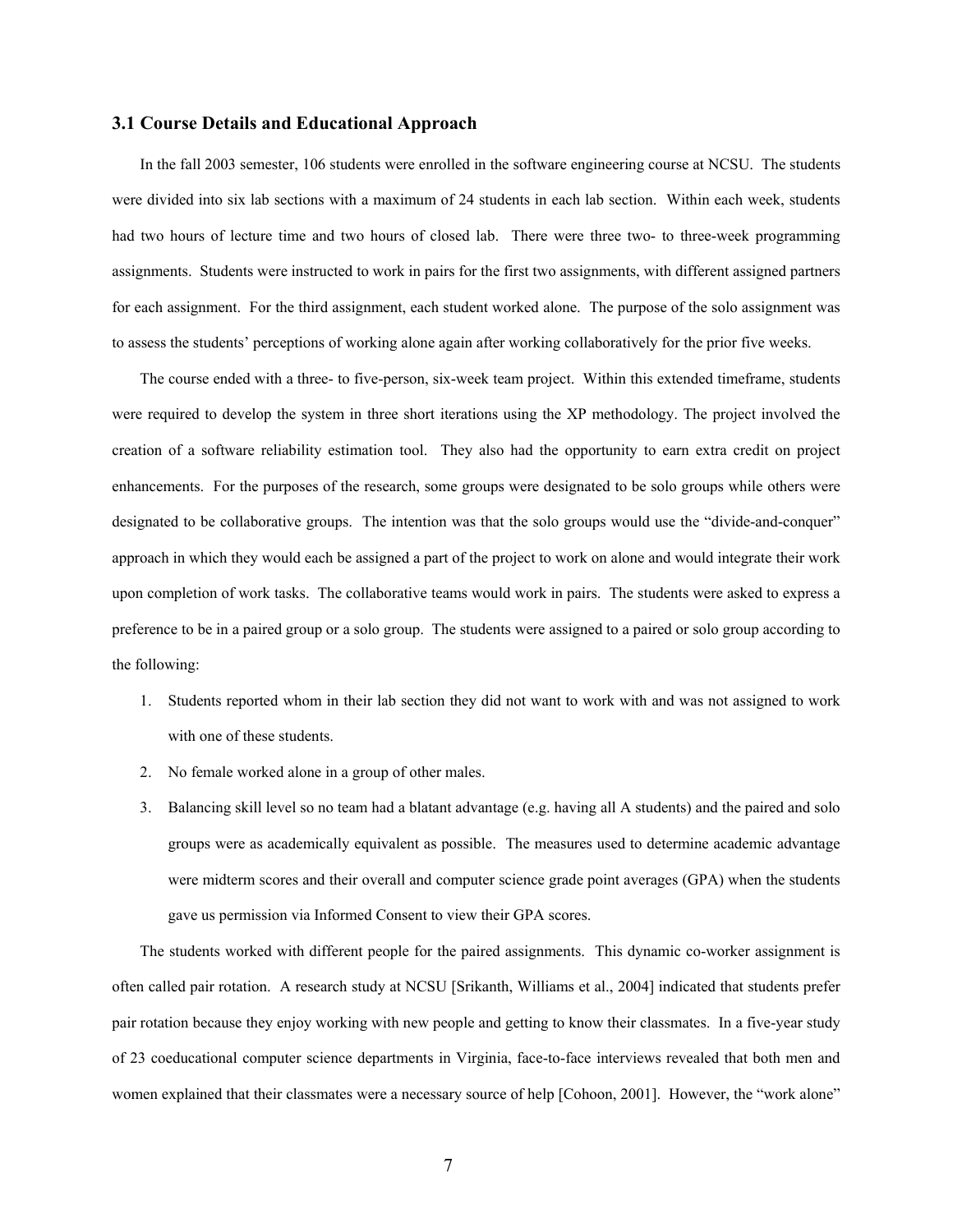### 3.1 Course Details and Educational Approach

In the fall 2003 semester, 106 students were enrolled in the software engineering course at NCSU. The students were divided into six lab sections with a maximum of 24 students in each lab section. Within each week, students had two hours of lecture time and two hours of closed lab. There were three two- to three-week programming assignments. Students were instructed to work in pairs for the first two assignments, with different assigned partners for each assignment. For the third assignment, each student worked alone. The purpose of the solo assignment was to assess the students' perceptions of working alone again after working collaboratively for the prior five weeks.

The course ended with a three- to five-person, six-week team project. Within this extended timeframe, students were required to develop the system in three short iterations using the XP methodology. The project involved the creation of a software reliability estimation tool. They also had the opportunity to earn extra credit on project enhancements. For the purposes of the research, some groups were designated to be solo groups while others were designated to be collaborative groups. The intention was that the solo groups would use the "divide-and-conquer" approach in which they would each be assigned a part of the project to work on alone and would integrate their work upon completion of work tasks. The collaborative teams would work in pairs. The students were asked to express a preference to be in a paired group or a solo group. The students were assigned to a paired or solo group according to the following:

1. Students reported whom in their lab section they did not want to work with and was not assigned to work with one of these students.
2. No female worked alone in a group of other males.
3. Balancing skill level so no team had a blatant advantage (e.g. having all A students) and the paired and solo groups were as academically equivalent as possible. The measures used to determine academic advantage were midterm scores and their overall and computer science grade point averages (GPA) when the students gave us permission via Informed Consent to view their GPA scores.

The students worked with different people for the paired assignments. This dynamic co-worker assignment is often called pair rotation. A research study at NCSU [Srikanth, Williams et al., 2004] indicated that students prefer pair rotation because they enjoy working with new people and getting to know their classmates. In a five-year study of 23 coeducational computer science departments in Virginia, face-to-face interviews revealed that both men and women explained that their classmates were a necessary source of help [Cohoon, 2001]. However, the "work alone"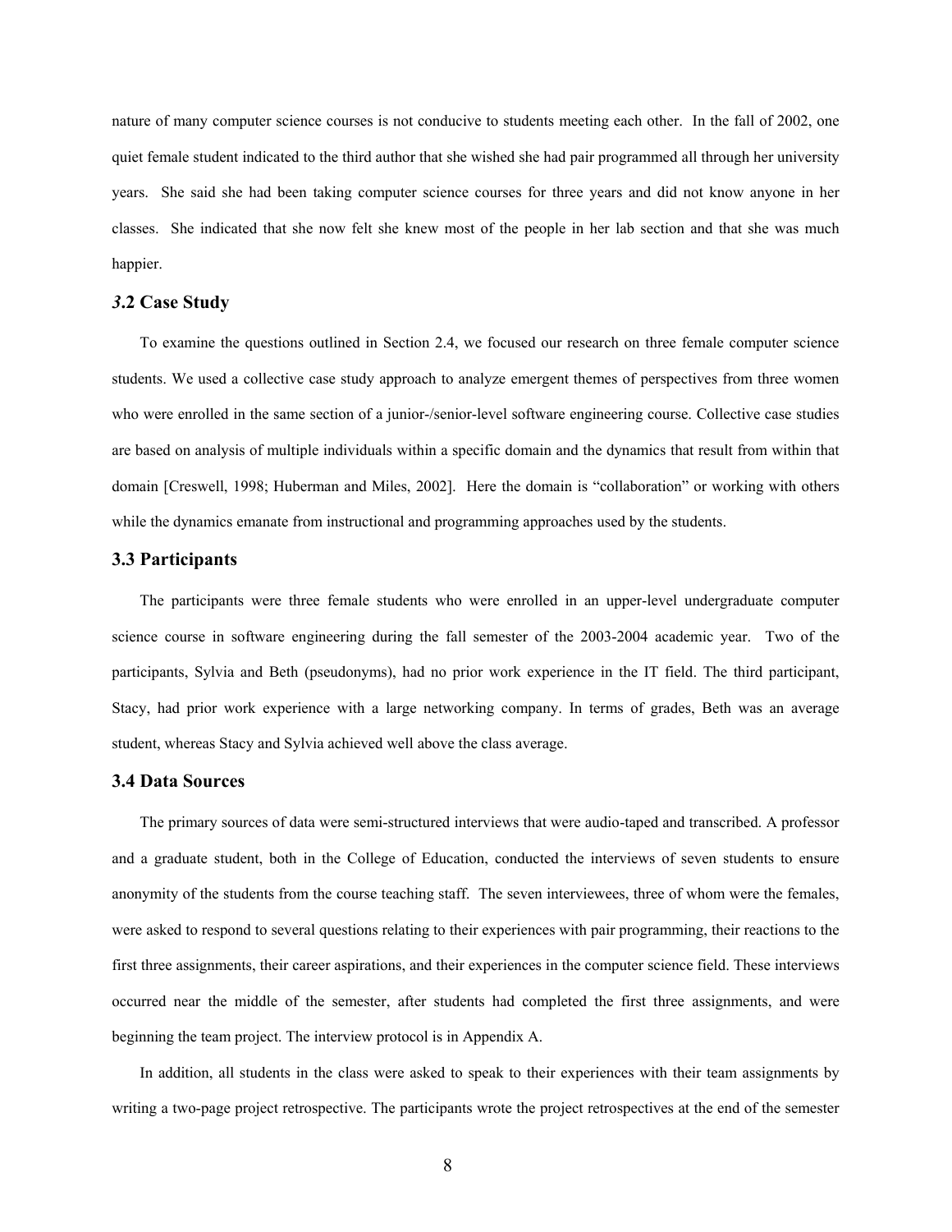nature of many computer science courses is not conducive to students meeting each other. In the fall of 2002, one quiet female student indicated to the third author that she wished she had pair programmed all through her university years. She said she had been taking computer science courses for three years and did not know anyone in her classes. She indicated that she now felt she knew most of the people in her lab section and that she was much happier.

### *3*.2 Case Study

To examine the questions outlined in Section 2.4, we focused our research on three female computer science students. We used a collective case study approach to analyze emergent themes of perspectives from three women who were enrolled in the same section of a junior-/senior-level software engineering course. Collective case studies are based on analysis of multiple individuals within a specific domain and the dynamics that result from within that domain [Creswell, 1998; Huberman and Miles, 2002]. Here the domain is "collaboration" or working with others while the dynamics emanate from instructional and programming approaches used by the students.

### 3.3 Participants

The participants were three female students who were enrolled in an upper-level undergraduate computer science course in software engineering during the fall semester of the 2003-2004 academic year. Two of the participants, Sylvia and Beth (pseudonyms), had no prior work experience in the IT field. The third participant, Stacy, had prior work experience with a large networking company. In terms of grades, Beth was an average student, whereas Stacy and Sylvia achieved well above the class average.

### 3.4 Data Sources

The primary sources of data were semi-structured interviews that were audio-taped and transcribed. A professor and a graduate student, both in the College of Education, conducted the interviews of seven students to ensure anonymity of the students from the course teaching staff. The seven interviewees, three of whom were the females, were asked to respond to several questions relating to their experiences with pair programming, their reactions to the first three assignments, their career aspirations, and their experiences in the computer science field. These interviews occurred near the middle of the semester, after students had completed the first three assignments, and were beginning the team project. The interview protocol is in Appendix A.

In addition, all students in the class were asked to speak to their experiences with their team assignments by writing a two-page project retrospective. The participants wrote the project retrospectives at the end of the semester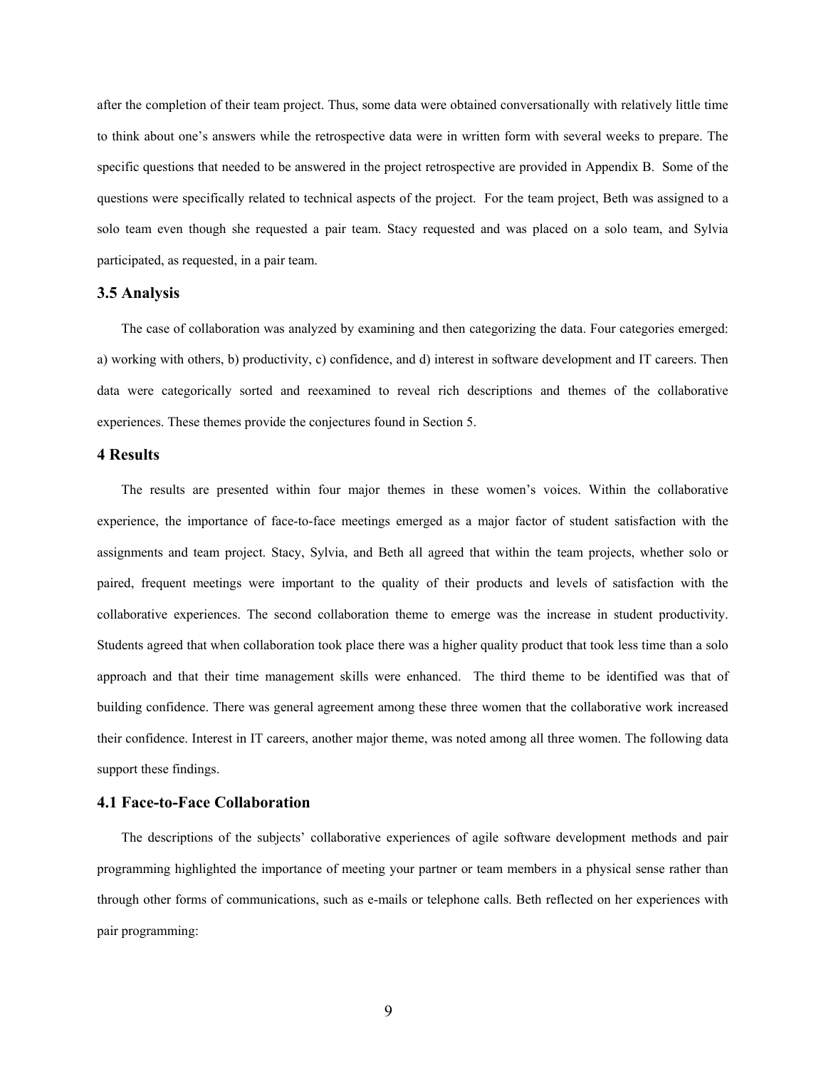after the completion of their team project. Thus, some data were obtained conversationally with relatively little time to think about one's answers while the retrospective data were in written form with several weeks to prepare. The specific questions that needed to be answered in the project retrospective are provided in Appendix B. Some of the questions were specifically related to technical aspects of the project. For the team project, Beth was assigned to a solo team even though she requested a pair team. Stacy requested and was placed on a solo team, and Sylvia participated, as requested, in a pair team.

### 3.5 Analysis

The case of collaboration was analyzed by examining and then categorizing the data. Four categories emerged: a) working with others, b) productivity, c) confidence, and d) interest in software development and IT careers. Then data were categorically sorted and reexamined to reveal rich descriptions and themes of the collaborative experiences. These themes provide the conjectures found in Section 5.

## 4 Results

The results are presented within four major themes in these women's voices. Within the collaborative experience, the importance of face-to-face meetings emerged as a major factor of student satisfaction with the assignments and team project. Stacy, Sylvia, and Beth all agreed that within the team projects, whether solo or paired, frequent meetings were important to the quality of their products and levels of satisfaction with the collaborative experiences. The second collaboration theme to emerge was the increase in student productivity. Students agreed that when collaboration took place there was a higher quality product that took less time than a solo approach and that their time management skills were enhanced. The third theme to be identified was that of building confidence. There was general agreement among these three women that the collaborative work increased their confidence. Interest in IT careers, another major theme, was noted among all three women. The following data support these findings.

### 4.1 Face-to-Face Collaboration

The descriptions of the subjects' collaborative experiences of agile software development methods and pair programming highlighted the importance of meeting your partner or team members in a physical sense rather than through other forms of communications, such as e-mails or telephone calls. Beth reflected on her experiences with pair programming: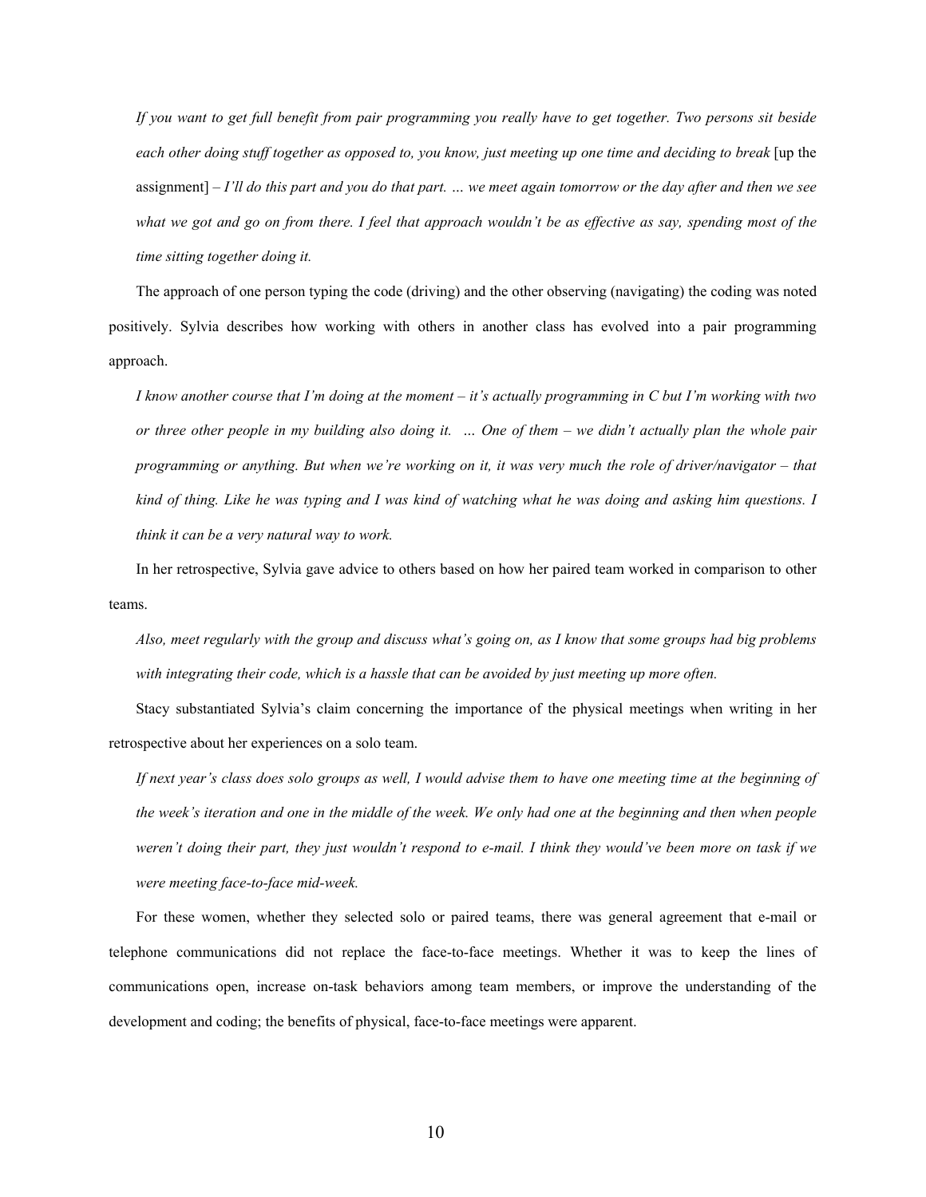*If you want to get full benefit from pair programming you really have to get together. Two persons sit beside each other doing stuff together as opposed to, you know, just meeting up one time and deciding to break* [up the assignment] – *I'll do this part and you do that part. … we meet again tomorrow or the day after and then we see what we got and go on from there. I feel that approach wouldn't be as effective as say, spending most of the time sitting together doing it.*

The approach of one person typing the code (driving) and the other observing (navigating) the coding was noted positively. Sylvia describes how working with others in another class has evolved into a pair programming approach.

*I know another course that I'm doing at the moment – it's actually programming in C but I'm working with two or three other people in my building also doing it. … One of them – we didn't actually plan the whole pair programming or anything. But when we're working on it, it was very much the role of driver/navigator – that kind of thing. Like he was typing and I was kind of watching what he was doing and asking him questions. I think it can be a very natural way to work.*

In her retrospective, Sylvia gave advice to others based on how her paired team worked in comparison to other teams.

*Also, meet regularly with the group and discuss what's going on, as I know that some groups had big problems with integrating their code, which is a hassle that can be avoided by just meeting up more often.*

Stacy substantiated Sylvia's claim concerning the importance of the physical meetings when writing in her retrospective about her experiences on a solo team.

*If next year's class does solo groups as well, I would advise them to have one meeting time at the beginning of the week's iteration and one in the middle of the week. We only had one at the beginning and then when people weren't doing their part, they just wouldn't respond to e-mail. I think they would've been more on task if we were meeting face-to-face mid-week.*

For these women, whether they selected solo or paired teams, there was general agreement that e-mail or telephone communications did not replace the face-to-face meetings. Whether it was to keep the lines of communications open, increase on-task behaviors among team members, or improve the understanding of the development and coding; the benefits of physical, face-to-face meetings were apparent.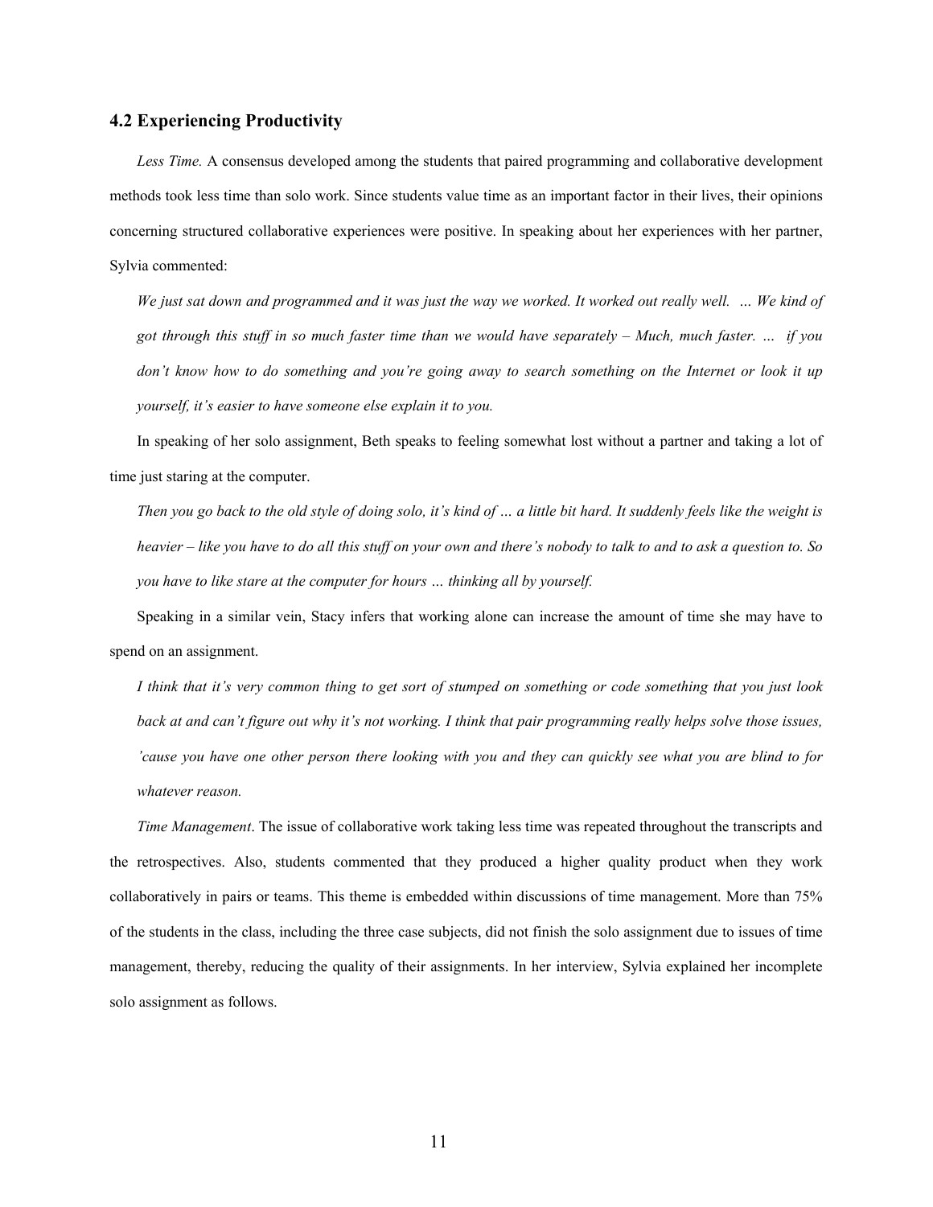### 4.2 Experiencing Productivity

*Less Time.* A consensus developed among the students that paired programming and collaborative development methods took less time than solo work. Since students value time as an important factor in their lives, their opinions concerning structured collaborative experiences were positive. In speaking about her experiences with her partner, Sylvia commented:

*We just sat down and programmed and it was just the way we worked. It worked out really well. … We kind of got through this stuff in so much faster time than we would have separately – Much, much faster. … if you don't know how to do something and you're going away to search something on the Internet or look it up yourself, it's easier to have someone else explain it to you.*

In speaking of her solo assignment, Beth speaks to feeling somewhat lost without a partner and taking a lot of time just staring at the computer.

*Then you go back to the old style of doing solo, it's kind of … a little bit hard. It suddenly feels like the weight is heavier – like you have to do all this stuff on your own and there's nobody to talk to and to ask a question to. So you have to like stare at the computer for hours … thinking all by yourself.*

Speaking in a similar vein, Stacy infers that working alone can increase the amount of time she may have to spend on an assignment.

*I think that it's very common thing to get sort of stumped on something or code something that you just look back at and can't figure out why it's not working. I think that pair programming really helps solve those issues, 'cause you have one other person there looking with you and they can quickly see what you are blind to for whatever reason.*

*Time Management*. The issue of collaborative work taking less time was repeated throughout the transcripts and the retrospectives. Also, students commented that they produced a higher quality product when they work collaboratively in pairs or teams. This theme is embedded within discussions of time management. More than 75% of the students in the class, including the three case subjects, did not finish the solo assignment due to issues of time management, thereby, reducing the quality of their assignments. In her interview, Sylvia explained her incomplete solo assignment as follows.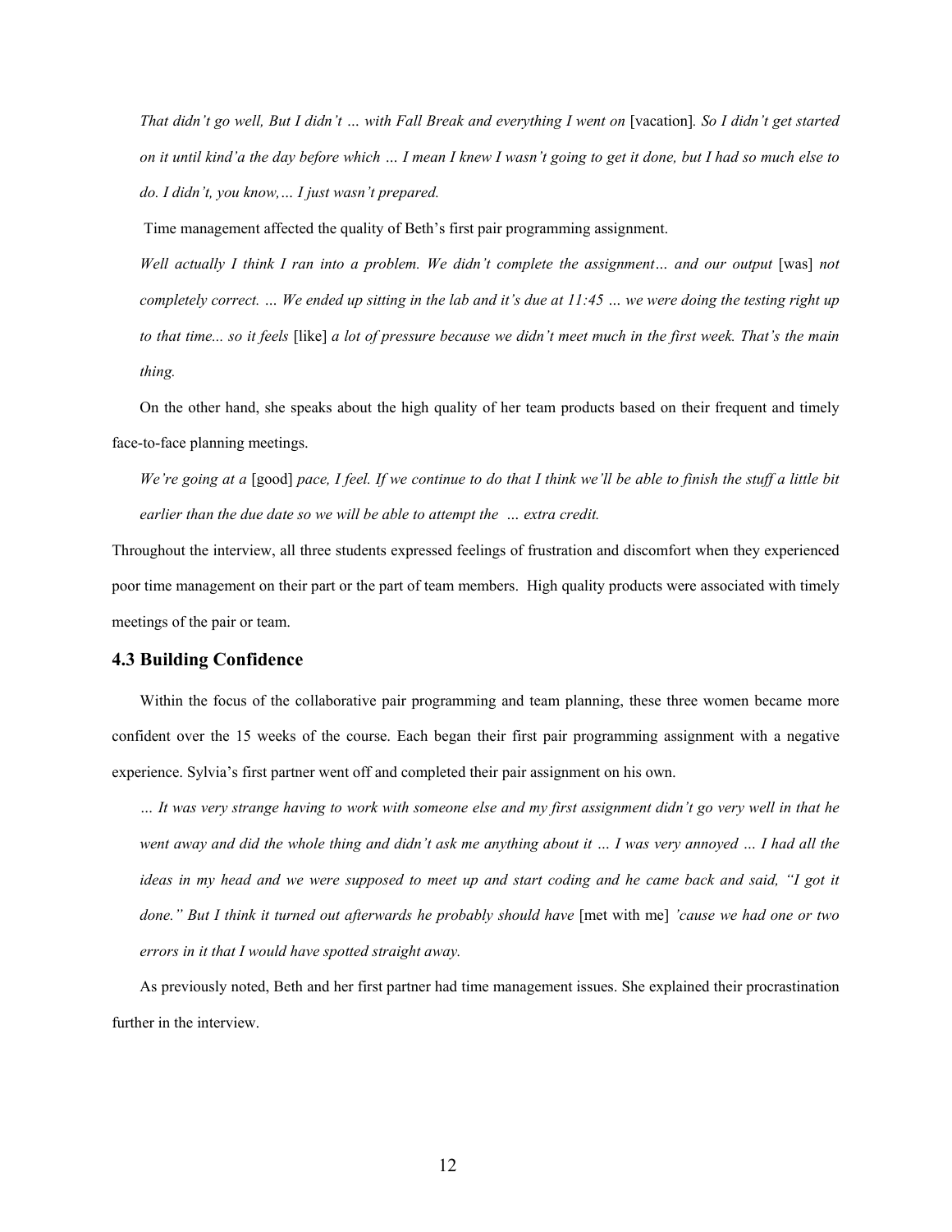*That didn't go well, But I didn't … with Fall Break and everything I went on* [vacation]*. So I didn't get started on it until kind'a the day before which … I mean I knew I wasn't going to get it done, but I had so much else to do. I didn't, you know,… I just wasn't prepared.*

Time management affected the quality of Beth's first pair programming assignment.

*Well actually I think I ran into a problem. We didn't complete the assignment… and our output* [was] *not completely correct. … We ended up sitting in the lab and it's due at 11:45 … we were doing the testing right up to that time... so it feels* [like] *a lot of pressure because we didn't meet much in the first week. That's the main thing.*

On the other hand, she speaks about the high quality of her team products based on their frequent and timely face-to-face planning meetings.

*We're going at a* [good] *pace, I feel. If we continue to do that I think we'll be able to finish the stuff a little bit earlier than the due date so we will be able to attempt the … extra credit.*

Throughout the interview, all three students expressed feelings of frustration and discomfort when they experienced poor time management on their part or the part of team members. High quality products were associated with timely meetings of the pair or team.

### 4.3 Building Confidence

Within the focus of the collaborative pair programming and team planning, these three women became more confident over the 15 weeks of the course. Each began their first pair programming assignment with a negative experience. Sylvia's first partner went off and completed their pair assignment on his own.

*… It was very strange having to work with someone else and my first assignment didn't go very well in that he went away and did the whole thing and didn't ask me anything about it … I was very annoyed … I had all the ideas in my head and we were supposed to meet up and start coding and he came back and said, "I got it done." But I think it turned out afterwards he probably should have* [met with me] *'cause we had one or two errors in it that I would have spotted straight away.*

As previously noted, Beth and her first partner had time management issues. She explained their procrastination further in the interview.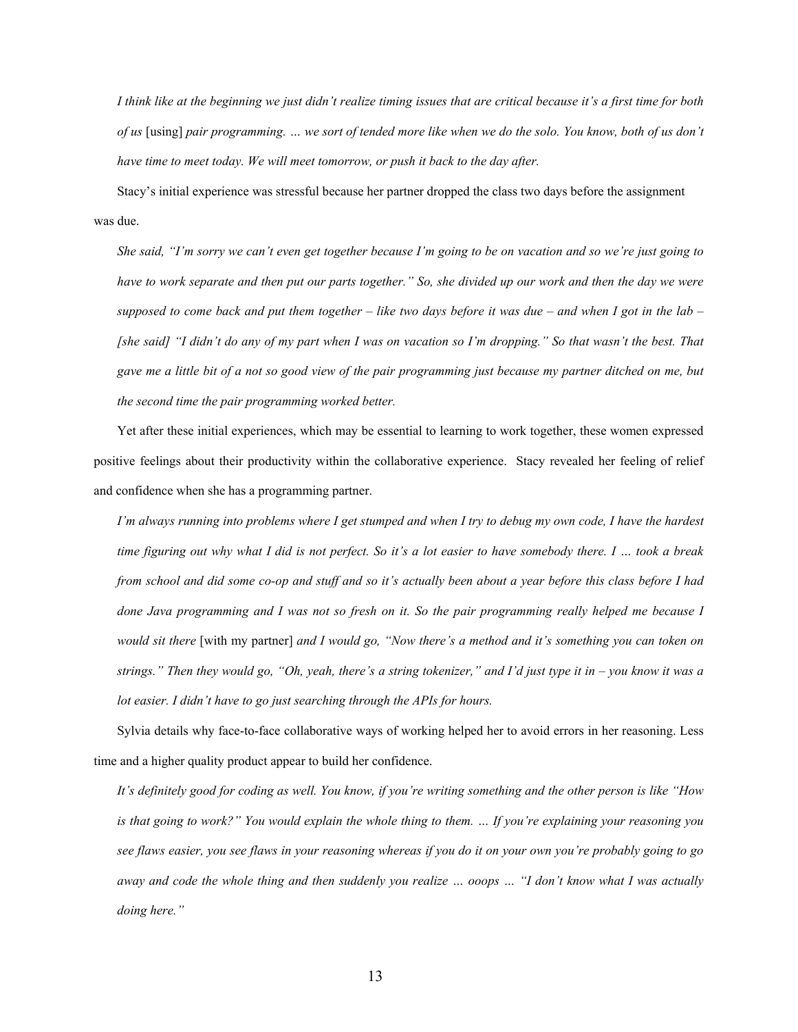*I think like at the beginning we just didn't realize timing issues that are critical because it's a first time for both of us* [using] *pair programming. … we sort of tended more like when we do the solo. You know, both of us don't have time to meet today. We will meet tomorrow, or push it back to the day after.*

Stacy's initial experience was stressful because her partner dropped the class two days before the assignment was due.

*She said, "I'm sorry we can't even get together because I'm going to be on vacation and so we're just going to have to work separate and then put our parts together." So, she divided up our work and then the day we were supposed to come back and put them together – like two days before it was due – and when I got in the lab – [she said] "I didn't do any of my part when I was on vacation so I'm dropping." So that wasn't the best. That gave me a little bit of a not so good view of the pair programming just because my partner ditched on me, but the second time the pair programming worked better.*

Yet after these initial experiences, which may be essential to learning to work together, these women expressed positive feelings about their productivity within the collaborative experience. Stacy revealed her feeling of relief and confidence when she has a programming partner.

*I'm always running into problems where I get stumped and when I try to debug my own code, I have the hardest time figuring out why what I did is not perfect. So it's a lot easier to have somebody there. I … took a break from school and did some co-op and stuff and so it's actually been about a year before this class before I had done Java programming and I was not so fresh on it. So the pair programming really helped me because I would sit there* [with my partner] *and I would go, "Now there's a method and it's something you can token on strings." Then they would go, "Oh, yeah, there's a string tokenizer," and I'd just type it in – you know it was a lot easier. I didn't have to go just searching through the APIs for hours.*

Sylvia details why face-to-face collaborative ways of working helped her to avoid errors in her reasoning. Less time and a higher quality product appear to build her confidence.

*It's definitely good for coding as well. You know, if you're writing something and the other person is like "How is that going to work?" You would explain the whole thing to them. … If you're explaining your reasoning you see flaws easier, you see flaws in your reasoning whereas if you do it on your own you're probably going to go away and code the whole thing and then suddenly you realize … ooops … "I don't know what I was actually doing here."*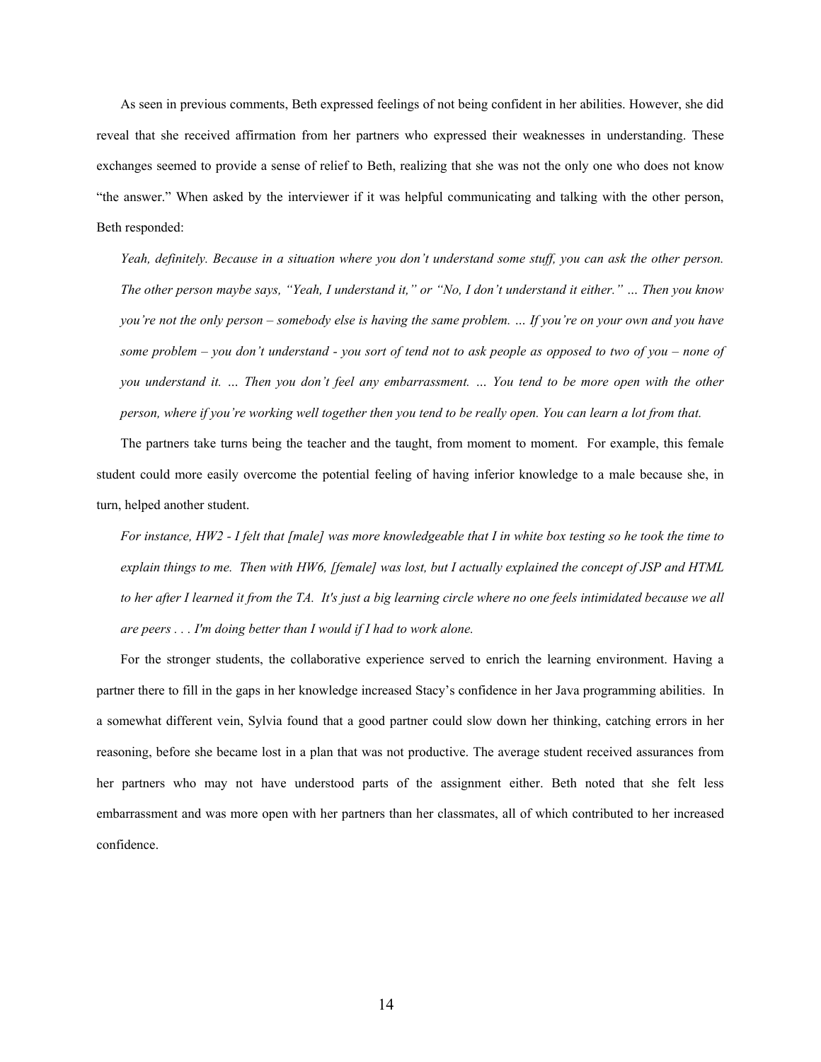As seen in previous comments, Beth expressed feelings of not being confident in her abilities. However, she did reveal that she received affirmation from her partners who expressed their weaknesses in understanding. These exchanges seemed to provide a sense of relief to Beth, realizing that she was not the only one who does not know "the answer." When asked by the interviewer if it was helpful communicating and talking with the other person, Beth responded:

*Yeah, definitely. Because in a situation where you don't understand some stuff, you can ask the other person. The other person maybe says, "Yeah, I understand it," or "No, I don't understand it either." … Then you know you're not the only person – somebody else is having the same problem. … If you're on your own and you have some problem – you don't understand - you sort of tend not to ask people as opposed to two of you – none of you understand it. … Then you don't feel any embarrassment. … You tend to be more open with the other person, where if you're working well together then you tend to be really open. You can learn a lot from that.*

The partners take turns being the teacher and the taught, from moment to moment. For example, this female student could more easily overcome the potential feeling of having inferior knowledge to a male because she, in turn, helped another student.

*For instance, HW2 - I felt that [male] was more knowledgeable that I in white box testing so he took the time to explain things to me. Then with HW6, [female] was lost, but I actually explained the concept of JSP and HTML to her after I learned it from the TA. It's just a big learning circle where no one feels intimidated because we all are peers . . . I'm doing better than I would if I had to work alone.*

For the stronger students, the collaborative experience served to enrich the learning environment. Having a partner there to fill in the gaps in her knowledge increased Stacy's confidence in her Java programming abilities. In a somewhat different vein, Sylvia found that a good partner could slow down her thinking, catching errors in her reasoning, before she became lost in a plan that was not productive. The average student received assurances from her partners who may not have understood parts of the assignment either. Beth noted that she felt less embarrassment and was more open with her partners than her classmates, all of which contributed to her increased confidence.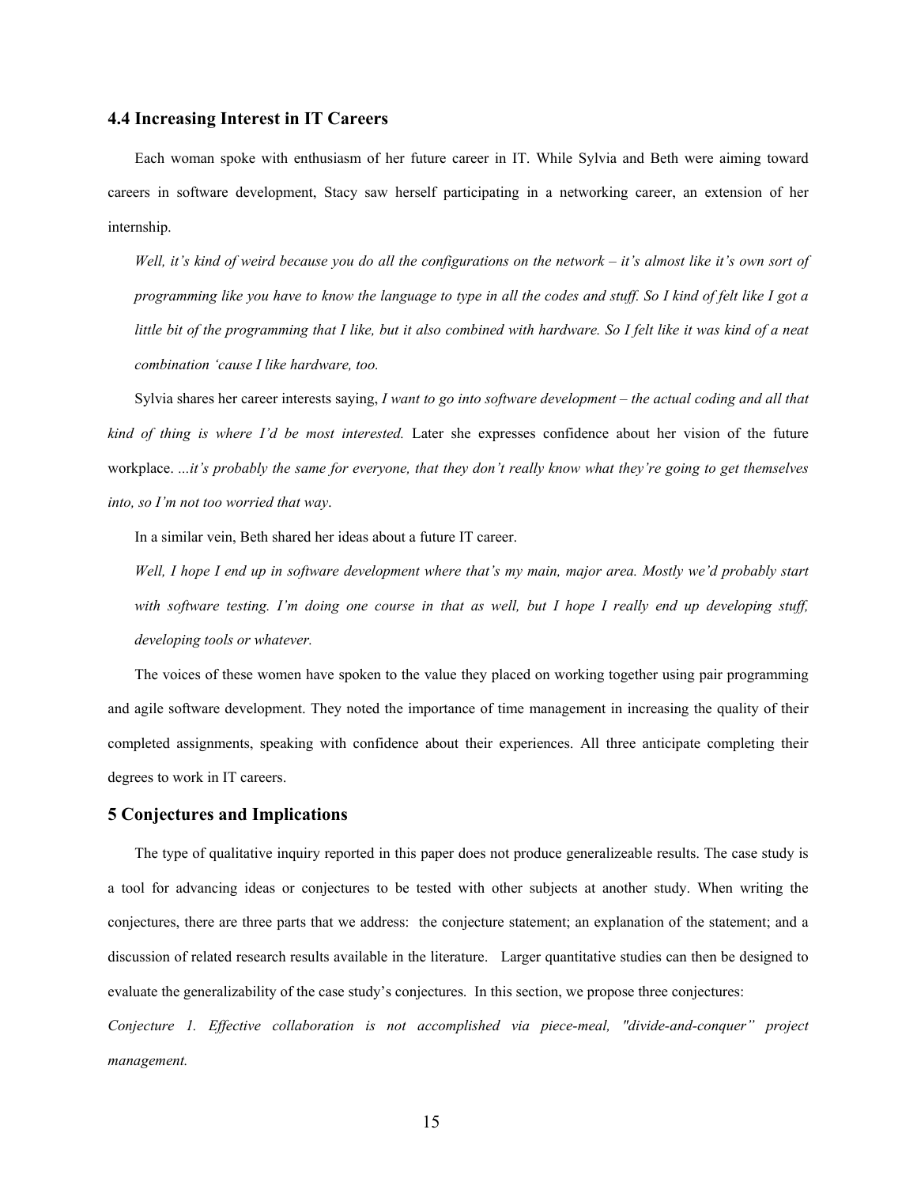### 4.4 Increasing Interest in IT Careers

Each woman spoke with enthusiasm of her future career in IT. While Sylvia and Beth were aiming toward careers in software development, Stacy saw herself participating in a networking career, an extension of her internship.

*Well, it's kind of weird because you do all the configurations on the network – it's almost like it's own sort of programming like you have to know the language to type in all the codes and stuff. So I kind of felt like I got a little bit of the programming that I like, but it also combined with hardware. So I felt like it was kind of a neat combination 'cause I like hardware, too.*

Sylvia shares her career interests saying, *I want to go into software development – the actual coding and all that kind of thing is where I'd be most interested.* Later she expresses confidence about her vision of the future workplace. *...it's probably the same for everyone, that they don't really know what they're going to get themselves into, so I'm not too worried that way*.

In a similar vein, Beth shared her ideas about a future IT career.

*Well, I hope I end up in software development where that's my main, major area. Mostly we'd probably start with software testing. I'm doing one course in that as well, but I hope I really end up developing stuff, developing tools or whatever.*

The voices of these women have spoken to the value they placed on working together using pair programming and agile software development. They noted the importance of time management in increasing the quality of their completed assignments, speaking with confidence about their experiences. All three anticipate completing their degrees to work in IT careers.

## 5 Conjectures and Implications

The type of qualitative inquiry reported in this paper does not produce generalizeable results. The case study is a tool for advancing ideas or conjectures to be tested with other subjects at another study. When writing the conjectures, there are three parts that we address: the conjecture statement; an explanation of the statement; and a discussion of related research results available in the literature. Larger quantitative studies can then be designed to evaluate the generalizability of the case study's conjectures. In this section, we propose three conjectures:

*Conjecture 1. Effective collaboration is not accomplished via piece-meal, "divide-and-conquer" project management.*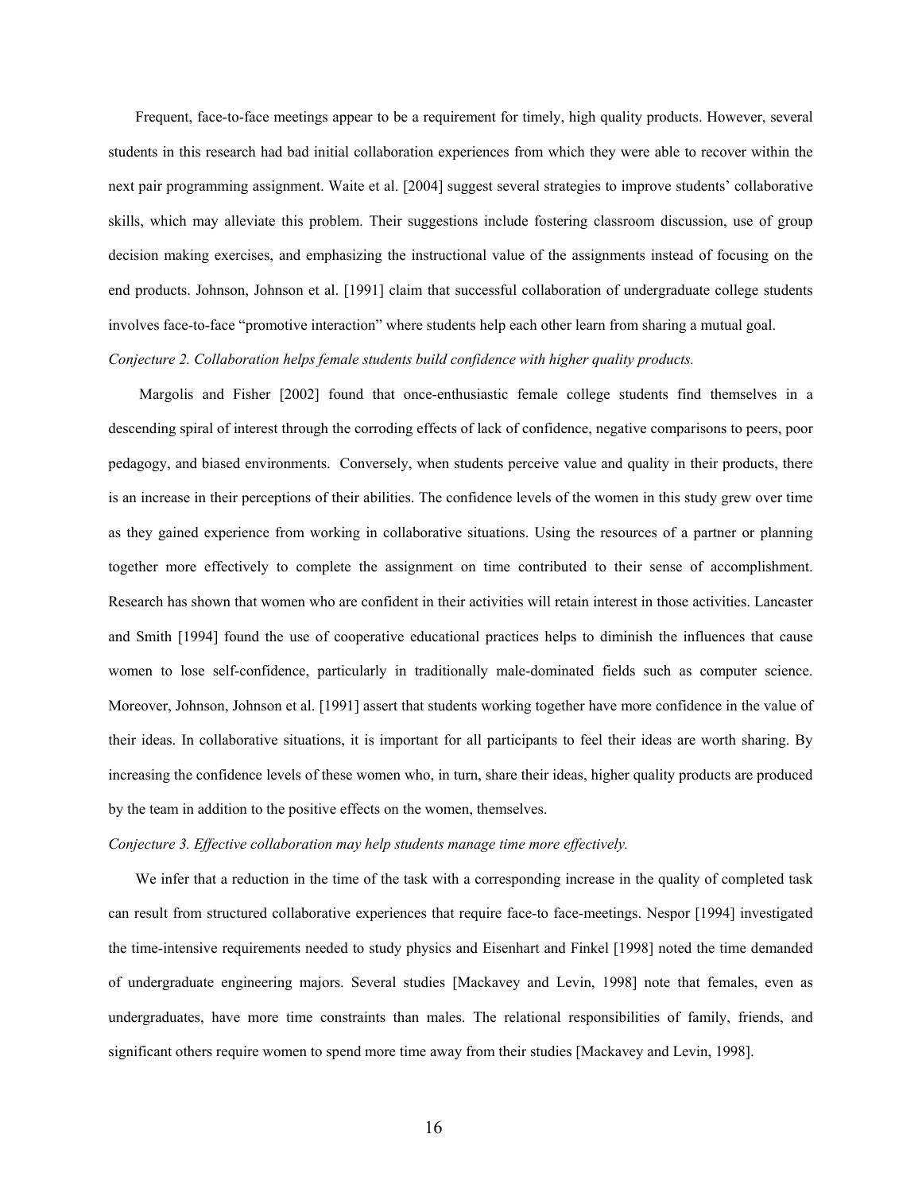Frequent, face-to-face meetings appear to be a requirement for timely, high quality products. However, several students in this research had bad initial collaboration experiences from which they were able to recover within the next pair programming assignment. Waite et al. [2004] suggest several strategies to improve students' collaborative skills, which may alleviate this problem. Their suggestions include fostering classroom discussion, use of group decision making exercises, and emphasizing the instructional value of the assignments instead of focusing on the end products. Johnson, Johnson et al. [1991] claim that successful collaboration of undergraduate college students involves face-to-face "promotive interaction" where students help each other learn from sharing a mutual goal.

*Conjecture 2. Collaboration helps female students build confidence with higher quality products.*

Margolis and Fisher [2002] found that once-enthusiastic female college students find themselves in a descending spiral of interest through the corroding effects of lack of confidence, negative comparisons to peers, poor pedagogy, and biased environments. Conversely, when students perceive value and quality in their products, there is an increase in their perceptions of their abilities. The confidence levels of the women in this study grew over time as they gained experience from working in collaborative situations. Using the resources of a partner or planning together more effectively to complete the assignment on time contributed to their sense of accomplishment. Research has shown that women who are confident in their activities will retain interest in those activities. Lancaster and Smith [1994] found the use of cooperative educational practices helps to diminish the influences that cause women to lose self-confidence, particularly in traditionally male-dominated fields such as computer science. Moreover, Johnson, Johnson et al. [1991] assert that students working together have more confidence in the value of their ideas. In collaborative situations, it is important for all participants to feel their ideas are worth sharing. By increasing the confidence levels of these women who, in turn, share their ideas, higher quality products are produced by the team in addition to the positive effects on the women, themselves.

*Conjecture 3. Effective collaboration may help students manage time more effectively.*

We infer that a reduction in the time of the task with a corresponding increase in the quality of completed task can result from structured collaborative experiences that require face-to face-meetings. Nespor [1994] investigated the time-intensive requirements needed to study physics and Eisenhart and Finkel [1998] noted the time demanded of undergraduate engineering majors. Several studies [Mackavey and Levin, 1998] note that females, even as undergraduates, have more time constraints than males. The relational responsibilities of family, friends, and significant others require women to spend more time away from their studies [Mackavey and Levin, 1998].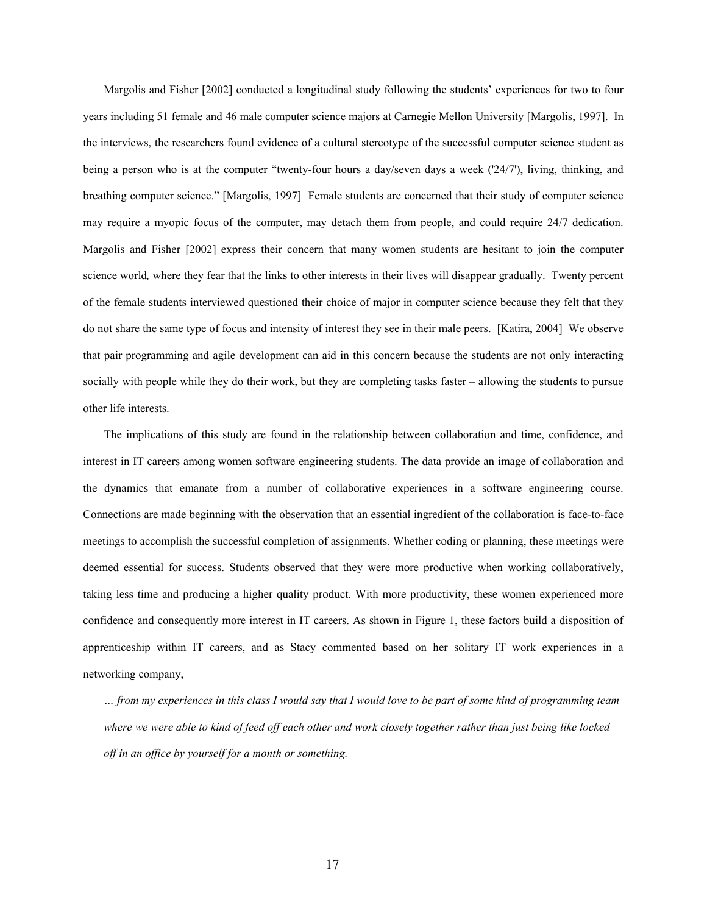Margolis and Fisher [2002] conducted a longitudinal study following the students' experiences for two to four years including 51 female and 46 male computer science majors at Carnegie Mellon University [Margolis, 1997]. In the interviews, the researchers found evidence of a cultural stereotype of the successful computer science student as being a person who is at the computer "twenty-four hours a day/seven days a week ('24/7'), living, thinking, and breathing computer science." [Margolis, 1997] Female students are concerned that their study of computer science may require a myopic focus of the computer, may detach them from people, and could require 24/7 dedication. Margolis and Fisher [2002] express their concern that many women students are hesitant to join the computer science world, where they fear that the links to other interests in their lives will disappear gradually. Twenty percent of the female students interviewed questioned their choice of major in computer science because they felt that they do not share the same type of focus and intensity of interest they see in their male peers. [Katira, 2004] We observe that pair programming and agile development can aid in this concern because the students are not only interacting socially with people while they do their work, but they are completing tasks faster – allowing the students to pursue other life interests.

The implications of this study are found in the relationship between collaboration and time, confidence, and interest in IT careers among women software engineering students. The data provide an image of collaboration and the dynamics that emanate from a number of collaborative experiences in a software engineering course. Connections are made beginning with the observation that an essential ingredient of the collaboration is face-to-face meetings to accomplish the successful completion of assignments. Whether coding or planning, these meetings were deemed essential for success. Students observed that they were more productive when working collaboratively, taking less time and producing a higher quality product. With more productivity, these women experienced more confidence and consequently more interest in IT careers. As shown in Figure 1, these factors build a disposition of apprenticeship within IT careers, and as Stacy commented based on her solitary IT work experiences in a networking company,

> *… from my experiences in this class I would say that I would love to be part of some kind of programming team where we were able to kind of feed off each other and work closely together rather than just being like locked off in an office by yourself for a month or something.*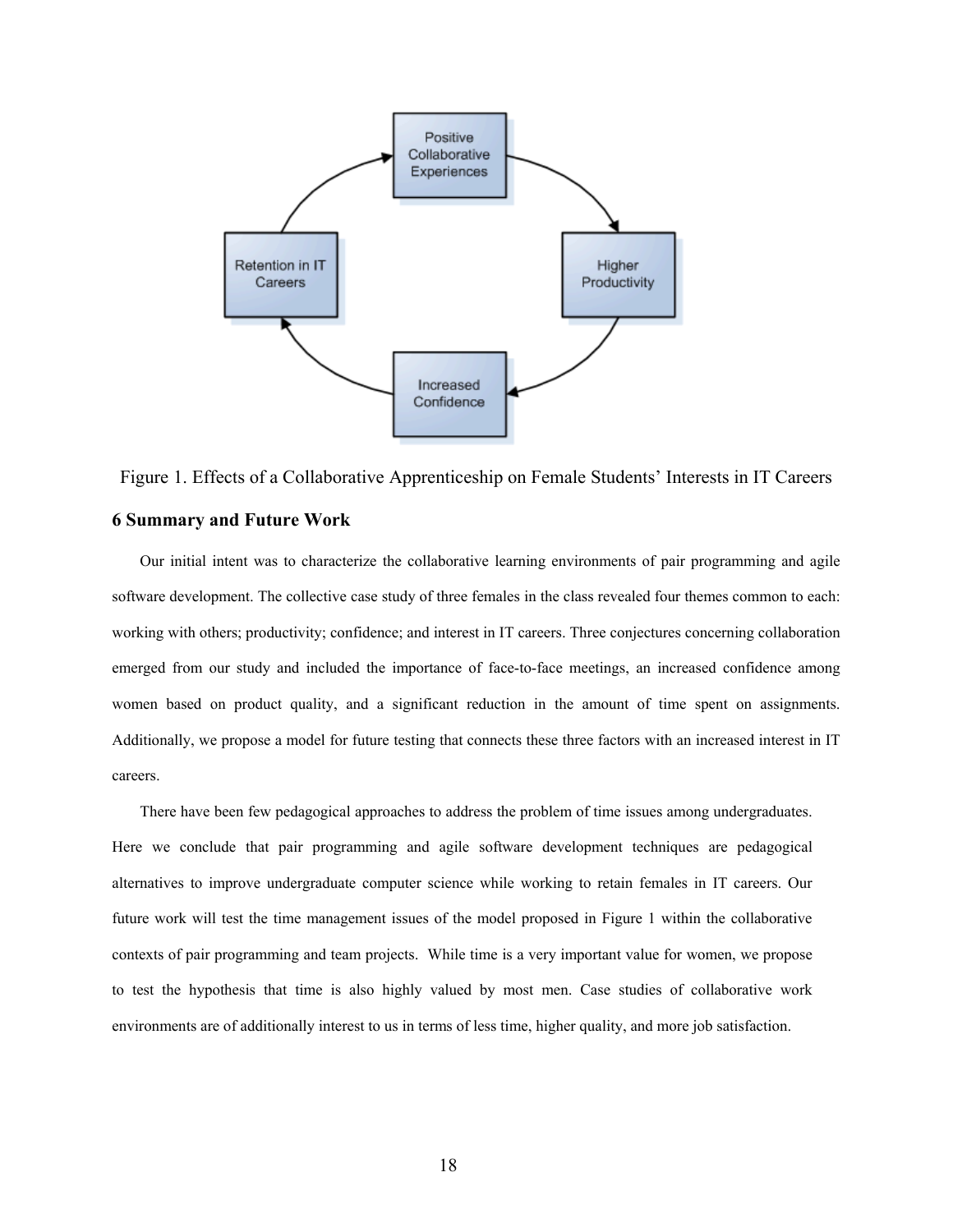Positive Collaborative Experiences

Higher Productivity

Increased Confidence

Retention in IT Careers

Figure 1. Effects of a Collaborative Apprenticeship on Female Students' Interests in IT Careers

## 6 Summary and Future Work

Our initial intent was to characterize the collaborative learning environments of pair programming and agile software development. The collective case study of three females in the class revealed four themes common to each: working with others; productivity; confidence; and interest in IT careers. Three conjectures concerning collaboration emerged from our study and included the importance of face-to-face meetings, an increased confidence among women based on product quality, and a significant reduction in the amount of time spent on assignments. Additionally, we propose a model for future testing that connects these three factors with an increased interest in IT careers.

There have been few pedagogical approaches to address the problem of time issues among undergraduates. Here we conclude that pair programming and agile software development techniques are pedagogical alternatives to improve undergraduate computer science while working to retain females in IT careers. Our future work will test the time management issues of the model proposed in Figure 1 within the collaborative contexts of pair programming and team projects. While time is a very important value for women, we propose to test the hypothesis that time is also highly valued by most men. Case studies of collaborative work environments are of additionally interest to us in terms of less time, higher quality, and more job satisfaction.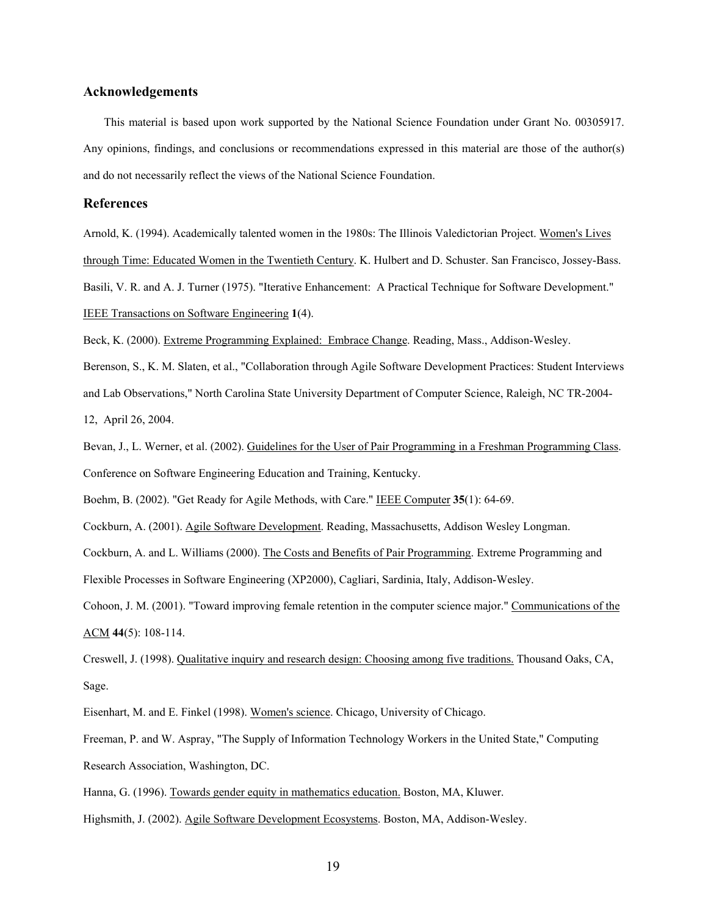## Acknowledgements

This material is based upon work supported by the National Science Foundation under Grant No. 00305917. Any opinions, findings, and conclusions or recommendations expressed in this material are those of the author(s) and do not necessarily reflect the views of the National Science Foundation.

## References

Arnold, K. (1994). Academically talented women in the 1980s: The Illinois Valedictorian Project. Women's Lives through Time: Educated Women in the Twentieth Century. K. Hulbert and D. Schuster. San Francisco, Jossey-Bass.

Basili, V. R. and A. J. Turner (1975). "Iterative Enhancement: A Practical Technique for Software Development." IEEE Transactions on Software Engineering **1**(4).

Beck, K. (2000). Extreme Programming Explained: Embrace Change. Reading, Mass., Addison-Wesley.

Berenson, S., K. M. Slaten, et al., "Collaboration through Agile Software Development Practices: Student Interviews and Lab Observations," North Carolina State University Department of Computer Science, Raleigh, NC TR-2004-12, April 26, 2004.

Bevan, J., L. Werner, et al. (2002). Guidelines for the User of Pair Programming in a Freshman Programming Class. Conference on Software Engineering Education and Training, Kentucky.

Boehm, B. (2002). "Get Ready for Agile Methods, with Care." IEEE Computer **35**(1): 64-69.

Cockburn, A. (2001). Agile Software Development. Reading, Massachusetts, Addison Wesley Longman.

Cockburn, A. and L. Williams (2000). The Costs and Benefits of Pair Programming. Extreme Programming and Flexible Processes in Software Engineering (XP2000), Cagliari, Sardinia, Italy, Addison-Wesley.

Cohoon, J. M. (2001). "Toward improving female retention in the computer science major." Communications of the ACM **44**(5): 108-114.

Creswell, J. (1998). Qualitative inquiry and research design: Choosing among five traditions. Thousand Oaks, CA, Sage.

Eisenhart, M. and E. Finkel (1998). Women's science. Chicago, University of Chicago.

Freeman, P. and W. Aspray, "The Supply of Information Technology Workers in the United State," Computing Research Association, Washington, DC.

Hanna, G. (1996). Towards gender equity in mathematics education. Boston, MA, Kluwer.

Highsmith, J. (2002). Agile Software Development Ecosystems. Boston, MA, Addison-Wesley.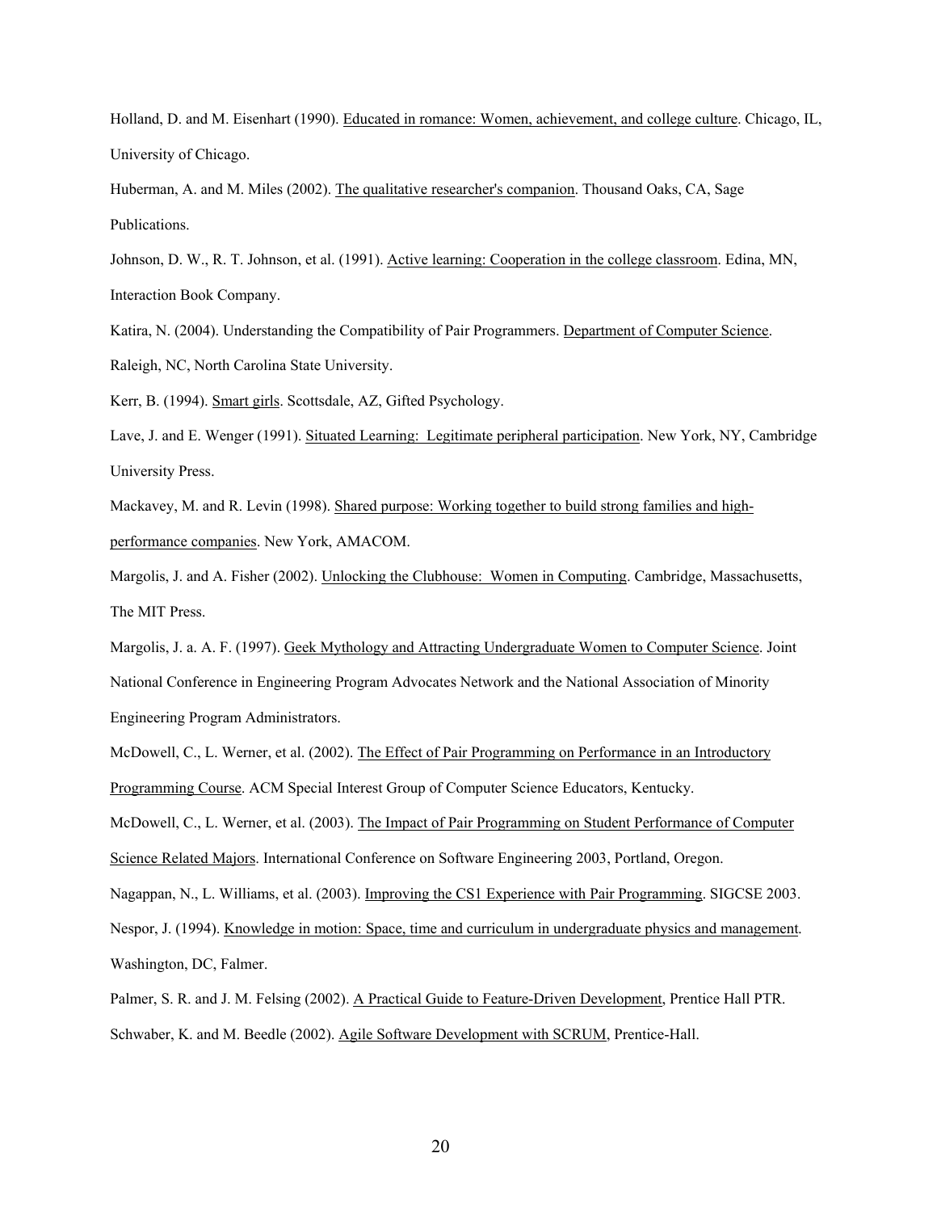Holland, D. and M. Eisenhart (1990). Educated in romance: Women, achievement, and college culture. Chicago, IL, University of Chicago.

Huberman, A. and M. Miles (2002). The qualitative researcher's companion. Thousand Oaks, CA, Sage Publications.

Johnson, D. W., R. T. Johnson, et al. (1991). Active learning: Cooperation in the college classroom. Edina, MN, Interaction Book Company.

Katira, N. (2004). Understanding the Compatibility of Pair Programmers. Department of Computer Science. Raleigh, NC, North Carolina State University.

Kerr, B. (1994). Smart girls. Scottsdale, AZ, Gifted Psychology.

Lave, J. and E. Wenger (1991). Situated Learning: Legitimate peripheral participation. New York, NY, Cambridge University Press.

Mackavey, M. and R. Levin (1998). Shared purpose: Working together to build strong families and high-performance companies. New York, AMACOM.

Margolis, J. and A. Fisher (2002). Unlocking the Clubhouse: Women in Computing. Cambridge, Massachusetts, The MIT Press.

Margolis, J. a. A. F. (1997). Geek Mythology and Attracting Undergraduate Women to Computer Science. Joint National Conference in Engineering Program Advocates Network and the National Association of Minority Engineering Program Administrators.

McDowell, C., L. Werner, et al. (2002). The Effect of Pair Programming on Performance in an Introductory Programming Course. ACM Special Interest Group of Computer Science Educators, Kentucky.

McDowell, C., L. Werner, et al. (2003). The Impact of Pair Programming on Student Performance of Computer Science Related Majors. International Conference on Software Engineering 2003, Portland, Oregon.

Nagappan, N., L. Williams, et al. (2003). Improving the CS1 Experience with Pair Programming. SIGCSE 2003.

Nespor, J. (1994). Knowledge in motion: Space, time and curriculum in undergraduate physics and management. Washington, DC, Falmer.

Palmer, S. R. and J. M. Felsing (2002). A Practical Guide to Feature-Driven Development, Prentice Hall PTR.

Schwaber, K. and M. Beedle (2002). Agile Software Development with SCRUM, Prentice-Hall.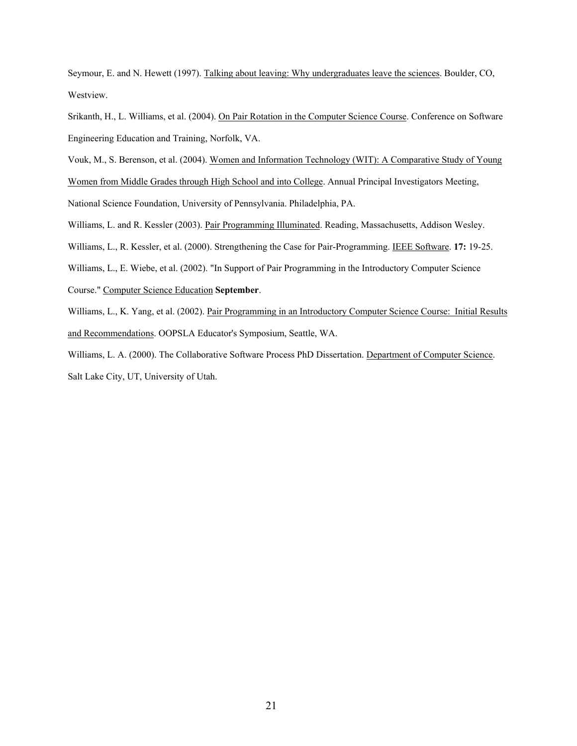Seymour, E. and N. Hewett (1997). Talking about leaving: Why undergraduates leave the sciences. Boulder, CO, Westview.

Srikanth, H., L. Williams, et al. (2004). On Pair Rotation in the Computer Science Course. Conference on Software Engineering Education and Training, Norfolk, VA.

Vouk, M., S. Berenson, et al. (2004). Women and Information Technology (WIT): A Comparative Study of Young Women from Middle Grades through High School and into College. Annual Principal Investigators Meeting, National Science Foundation, University of Pennsylvania. Philadelphia, PA.

Williams, L. and R. Kessler (2003). Pair Programming Illuminated. Reading, Massachusetts, Addison Wesley.

Williams, L., R. Kessler, et al. (2000). Strengthening the Case for Pair-Programming. IEEE Software. **17:** 19-25.

Williams, L., E. Wiebe, et al. (2002). "In Support of Pair Programming in the Introductory Computer Science Course." Computer Science Education **September**.

Williams, L., K. Yang, et al. (2002). Pair Programming in an Introductory Computer Science Course: Initial Results and Recommendations. OOPSLA Educator's Symposium, Seattle, WA.

Williams, L. A. (2000). The Collaborative Software Process PhD Dissertation. Department of Computer Science. Salt Lake City, UT, University of Utah.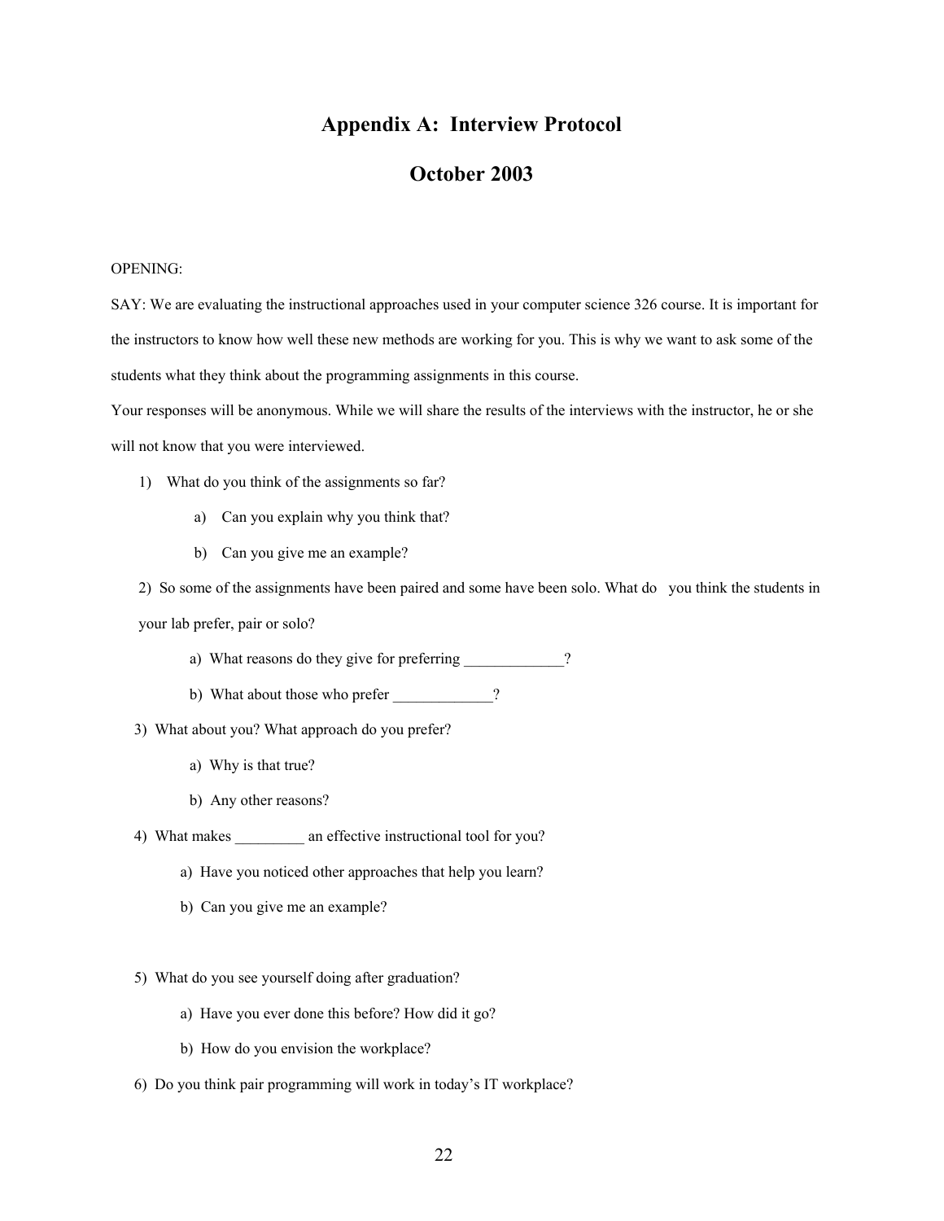# Appendix A: Interview Protocol

## October 2003

OPENING:

SAY: We are evaluating the instructional approaches used in your computer science 326 course. It is important for the instructors to know how well these new methods are working for you. This is why we want to ask some of the students what they think about the programming assignments in this course.

Your responses will be anonymous. While we will share the results of the interviews with the instructor, he or she will not know that you were interviewed.

1) What do you think of the assignments so far?
   a) Can you explain why you think that?
   b) Can you give me an example?

2) So some of the assignments have been paired and some have been solo. What do you think the students in your lab prefer, pair or solo?
   a) What reasons do they give for preferring _____________?
   b) What about those who prefer _____________?

3) What about you? What approach do you prefer?
   a) Why is that true?
   b) Any other reasons?

4) What makes _________ an effective instructional tool for you?
   a) Have you noticed other approaches that help you learn?
   b) Can you give me an example?

5) What do you see yourself doing after graduation?
   a) Have you ever done this before? How did it go?
   b) How do you envision the workplace?

6) Do you think pair programming will work in today's IT workplace?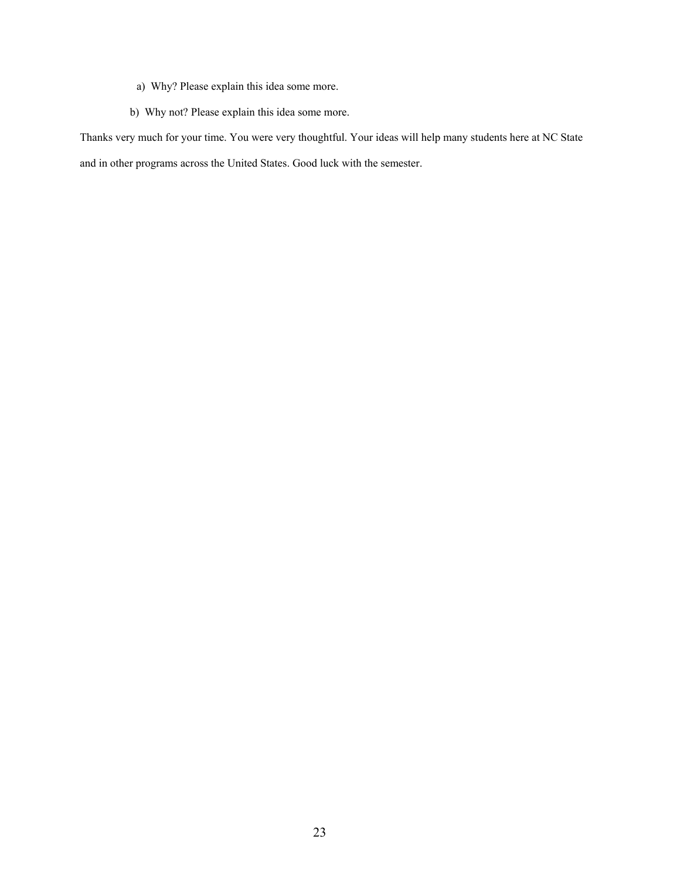a) Why? Please explain this idea some more.

b) Why not? Please explain this idea some more.

Thanks very much for your time. You were very thoughtful. Your ideas will help many students here at NC State and in other programs across the United States. Good luck with the semester.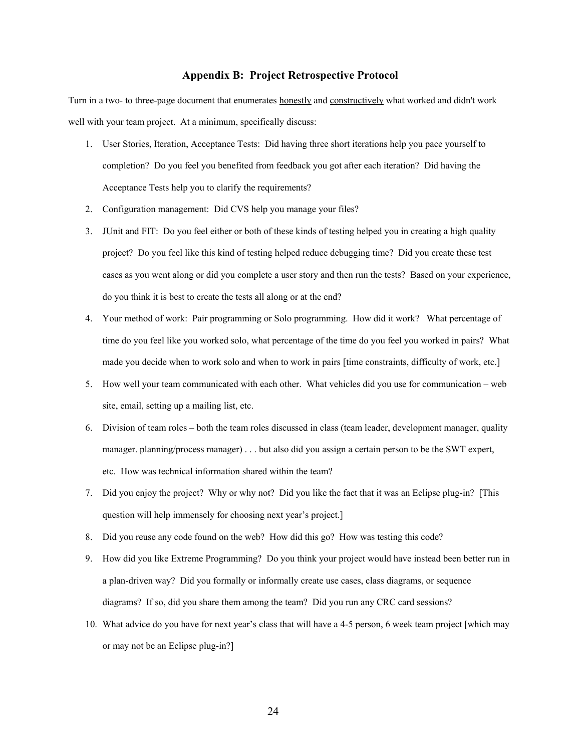## Appendix B: Project Retrospective Protocol

Turn in a two- to three-page document that enumerates <u>honestly</u> and <u>constructively</u> what worked and didn't work well with your team project. At a minimum, specifically discuss:

1. User Stories, Iteration, Acceptance Tests: Did having three short iterations help you pace yourself to completion? Do you feel you benefited from feedback you got after each iteration? Did having the Acceptance Tests help you to clarify the requirements?
2. Configuration management: Did CVS help you manage your files?
3. JUnit and FIT: Do you feel either or both of these kinds of testing helped you in creating a high quality project? Do you feel like this kind of testing helped reduce debugging time? Did you create these test cases as you went along or did you complete a user story and then run the tests? Based on your experience, do you think it is best to create the tests all along or at the end?
4. Your method of work: Pair programming or Solo programming. How did it work? What percentage of time do you feel like you worked solo, what percentage of the time do you feel you worked in pairs? What made you decide when to work solo and when to work in pairs [time constraints, difficulty of work, etc.]
5. How well your team communicated with each other. What vehicles did you use for communication – web site, email, setting up a mailing list, etc.
6. Division of team roles – both the team roles discussed in class (team leader, development manager, quality manager. planning/process manager) . . . but also did you assign a certain person to be the SWT expert, etc. How was technical information shared within the team?
7. Did you enjoy the project? Why or why not? Did you like the fact that it was an Eclipse plug-in? [This question will help immensely for choosing next year's project.]
8. Did you reuse any code found on the web? How did this go? How was testing this code?
9. How did you like Extreme Programming? Do you think your project would have instead been better run in a plan-driven way? Did you formally or informally create use cases, class diagrams, or sequence diagrams? If so, did you share them among the team? Did you run any CRC card sessions?
10. What advice do you have for next year's class that will have a 4-5 person, 6 week team project [which may or may not be an Eclipse plug-in?]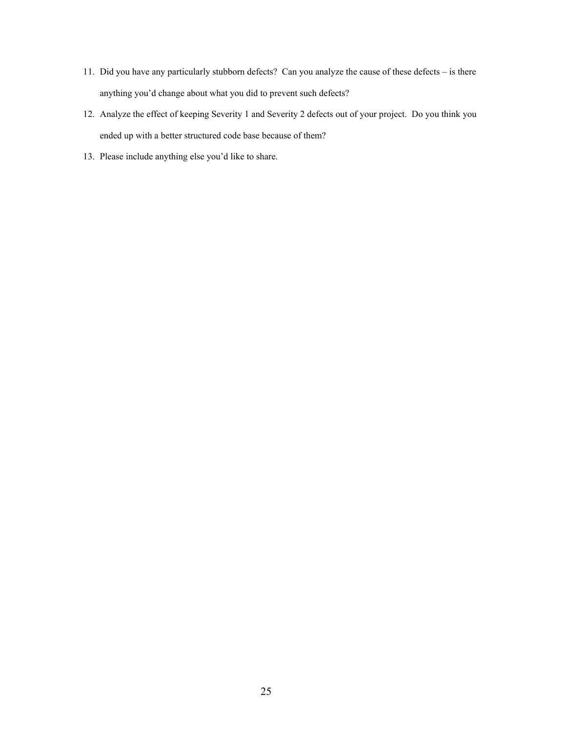11. Did you have any particularly stubborn defects? Can you analyze the cause of these defects – is there anything you'd change about what you did to prevent such defects?
12. Analyze the effect of keeping Severity 1 and Severity 2 defects out of your project. Do you think you ended up with a better structured code base because of them?
13. Please include anything else you'd like to share.